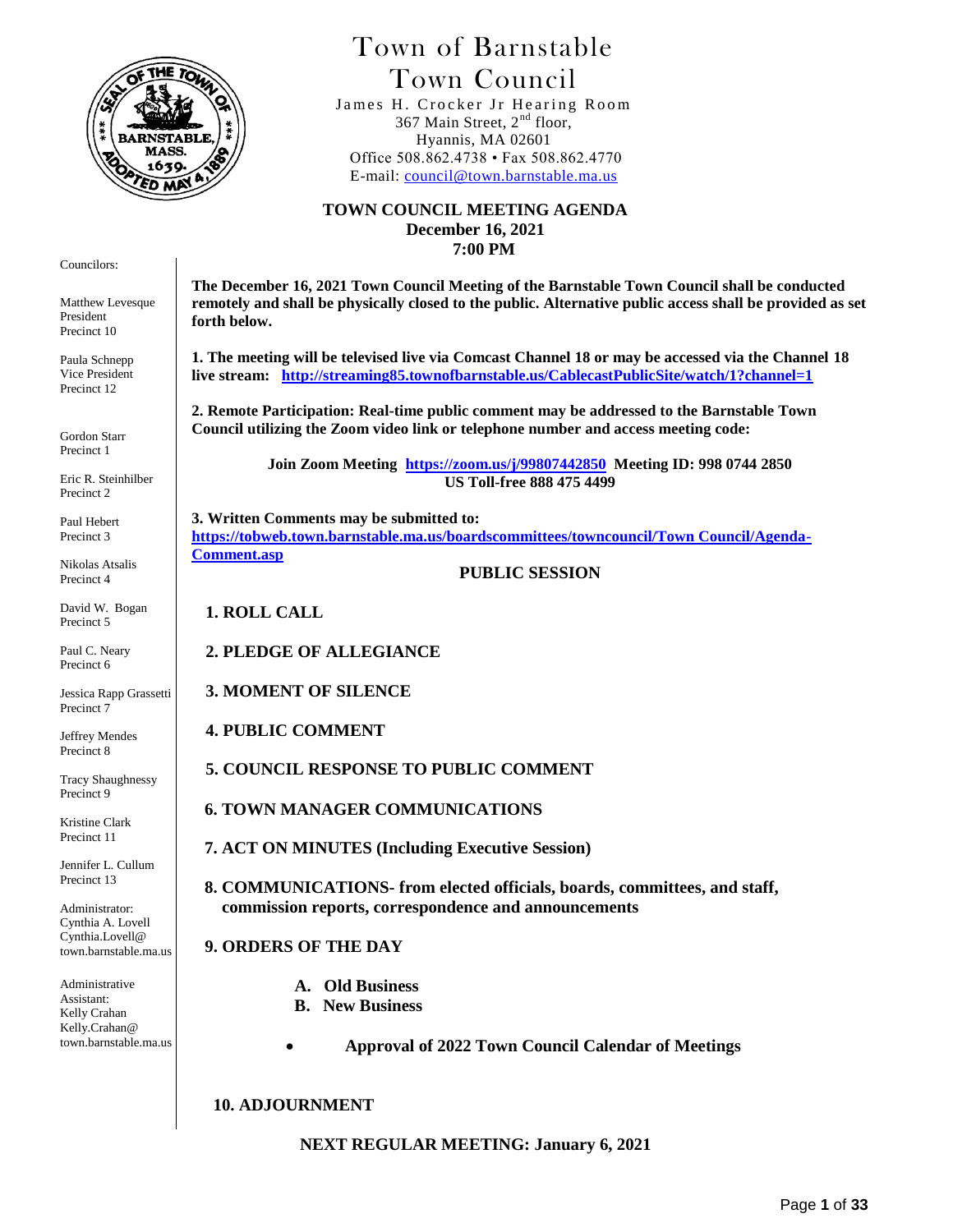# Town of Barnstable
## Town Council

James H. Crocker Jr Hearing Room
367 Main Street, 2nd floor,
Hyannis, MA 02601
Office 508.862.4738 • Fax 508.862.4770
E-mail: council@town.barnstable.ma.us

Councilors:

Matthew Levesque
President
Precinct 10

Paula Schnepp
Vice President
Precinct 12

Gordon Starr
Precinct 1

Eric R. Steinhilber
Precinct 2

Paul Hebert
Precinct 3

Nikolas Atsalis
Precinct 4

David W. Bogan
Precinct 5

Paul C. Neary
Precinct 6

Jessica Rapp Grassetti
Precinct 7

Jeffrey Mendes
Precinct 8

Tracy Shaughnessy
Precinct 9

Kristine Clark
Precinct 11

Jennifer L. Cullum
Precinct 13

Administrator:
Cynthia A. Lovell
Cynthia.Lovell@
town.barnstable.ma.us

Administrative
Assistant:
Kelly Crahan
Kelly.Crahan@
town.barnstable.ma.us

**TOWN COUNCIL MEETING AGENDA**
**December 16, 2021**
**7:00 PM**

**The December 16, 2021 Town Council Meeting of the Barnstable Town Council shall be conducted remotely and shall be physically closed to the public. Alternative public access shall be provided as set forth below.**

**1. The meeting will be televised live via Comcast Channel 18 or may be accessed via the Channel 18 live stream: http://streaming85.townofbarnstable.us/CablecastPublicSite/watch/1?channel=1**

**2. Remote Participation: Real-time public comment may be addressed to the Barnstable Town Council utilizing the Zoom video link or telephone number and access meeting code:**

**Join Zoom Meeting https://zoom.us/j/99807442850 Meeting ID: 998 0744 2850**
**US Toll-free 888 475 4499**

**3. Written Comments may be submitted to:**
**https://tobweb.town.barnstable.ma.us/boardscommittees/towncouncil/Town Council/Agenda-Comment.asp**

**PUBLIC SESSION**

**1. ROLL CALL**

**2. PLEDGE OF ALLEGIANCE**

**3. MOMENT OF SILENCE**

**4. PUBLIC COMMENT**

**5. COUNCIL RESPONSE TO PUBLIC COMMENT**

**6. TOWN MANAGER COMMUNICATIONS**

**7. ACT ON MINUTES (Including Executive Session)**

**8. COMMUNICATIONS- from elected officials, boards, committees, and staff, commission reports, correspondence and announcements**

**9. ORDERS OF THE DAY**

- **A. Old Business**
- **B. New Business**

  - **Approval of 2022 Town Council Calendar of Meetings**

**10. ADJOURNMENT**

**NEXT REGULAR MEETING: January 6, 2021**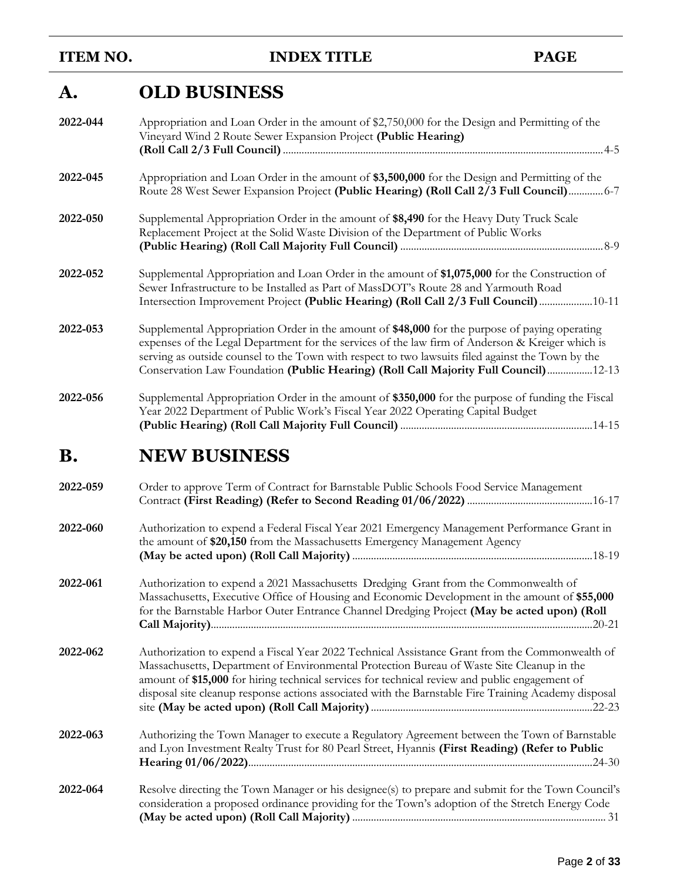| ITEM NO. | INDEX TITLE | PAGE |
| --- | --- | --- |

## A. OLD BUSINESS

| | | |
| --- | --- | --- |
| 2022-044 | Appropriation and Loan Order in the amount of $2,750,000 for the Design and Permitting of the Vineyard Wind 2 Route Sewer Expansion Project **(Public Hearing) (Roll Call 2/3 Full Council)** | 4-5 |
| 2022-045 | Appropriation and Loan Order in the amount of **$3,500,000** for the Design and Permitting of the Route 28 West Sewer Expansion Project **(Public Hearing) (Roll Call 2/3 Full Council)** | 6-7 |
| 2022-050 | Supplemental Appropriation Order in the amount of **$8,490** for the Heavy Duty Truck Scale Replacement Project at the Solid Waste Division of the Department of Public Works **(Public Hearing) (Roll Call Majority Full Council)** | 8-9 |
| 2022-052 | Supplemental Appropriation and Loan Order in the amount of **$1,075,000** for the Construction of Sewer Infrastructure to be Installed as Part of MassDOT's Route 28 and Yarmouth Road Intersection Improvement Project **(Public Hearing) (Roll Call 2/3 Full Council)** | 10-11 |
| 2022-053 | Supplemental Appropriation Order in the amount of **$48,000** for the purpose of paying operating expenses of the Legal Department for the services of the law firm of Anderson & Kreiger which is serving as outside counsel to the Town with respect to two lawsuits filed against the Town by the Conservation Law Foundation **(Public Hearing) (Roll Call Majority Full Council)** | 12-13 |
| 2022-056 | Supplemental Appropriation Order in the amount of **$350,000** for the purpose of funding the Fiscal Year 2022 Department of Public Work's Fiscal Year 2022 Operating Capital Budget **(Public Hearing) (Roll Call Majority Full Council)** | 14-15 |

## B. NEW BUSINESS

| | | |
| --- | --- | --- |
| 2022-059 | Order to approve Term of Contract for Barnstable Public Schools Food Service Management Contract **(First Reading) (Refer to Second Reading 01/06/2022)** | 16-17 |
| 2022-060 | Authorization to expend a Federal Fiscal Year 2021 Emergency Management Performance Grant in the amount of **$20,150** from the Massachusetts Emergency Management Agency **(May be acted upon) (Roll Call Majority)** | 18-19 |
| 2022-061 | Authorization to expend a 2021 Massachusetts Dredging Grant from the Commonwealth of Massachusetts, Executive Office of Housing and Economic Development in the amount of **$55,000** for the Barnstable Harbor Outer Entrance Channel Dredging Project **(May be acted upon) (Roll Call Majority)** | 20-21 |
| 2022-062 | Authorization to expend a Fiscal Year 2022 Technical Assistance Grant from the Commonwealth of Massachusetts, Department of Environmental Protection Bureau of Waste Site Cleanup in the amount of **$15,000** for hiring technical services for technical review and public engagement of disposal site cleanup response actions associated with the Barnstable Fire Training Academy disposal site **(May be acted upon) (Roll Call Majority)** | 22-23 |
| 2022-063 | Authorizing the Town Manager to execute a Regulatory Agreement between the Town of Barnstable and Lyon Investment Realty Trust for 80 Pearl Street, Hyannis **(First Reading) (Refer to Public Hearing 01/06/2022)** | 24-30 |
| 2022-064 | Resolve directing the Town Manager or his designee(s) to prepare and submit for the Town Council's consideration a proposed ordinance providing for the Town's adoption of the Stretch Energy Code **(May be acted upon) (Roll Call Majority)** | 31 |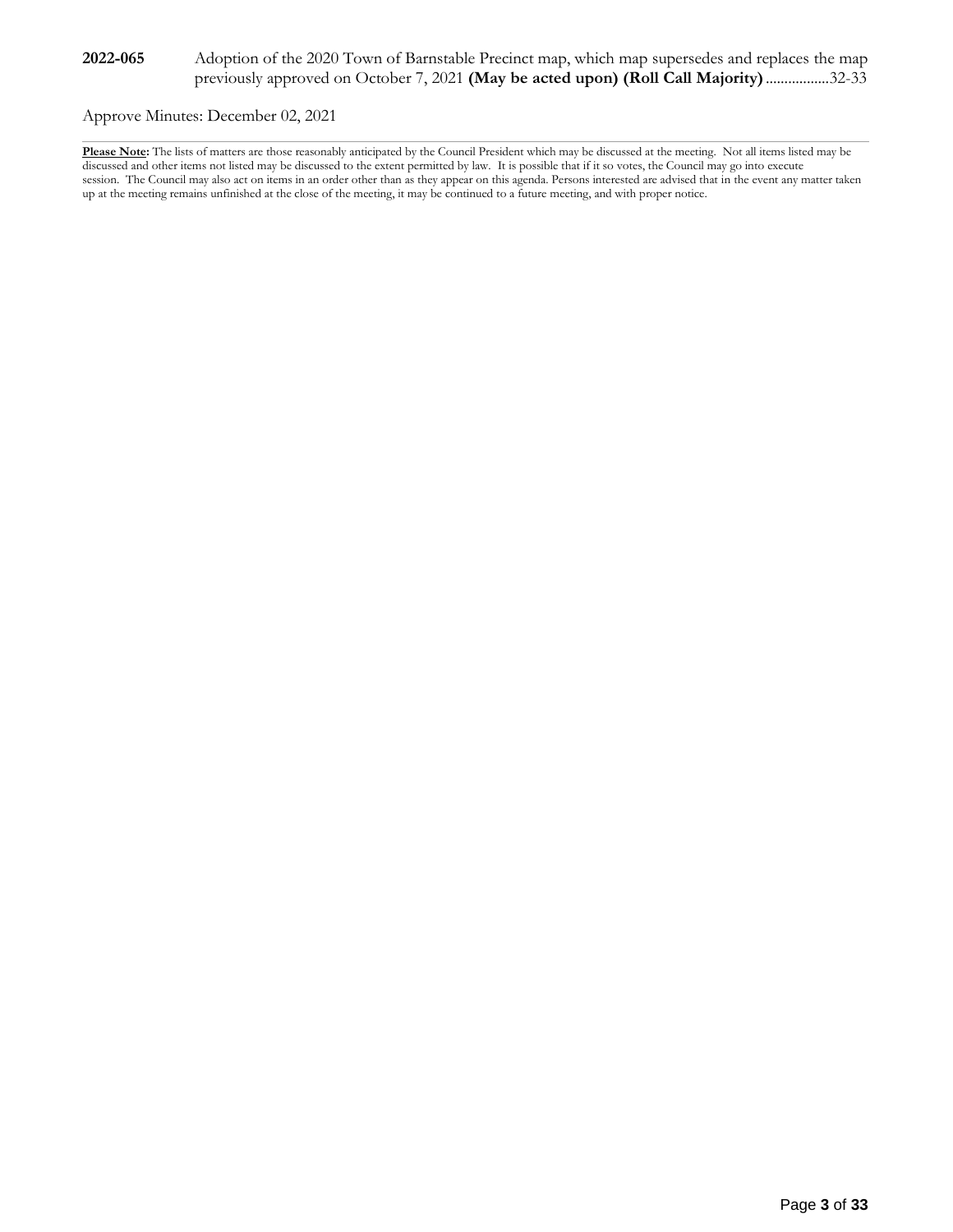**2022-065** Adoption of the 2020 Town of Barnstable Precinct map, which map supersedes and replaces the map previously approved on October 7, 2021 **(May be acted upon) (Roll Call Majority)** .................32-33

Approve Minutes: December 02, 2021

---

**Please Note:** The lists of matters are those reasonably anticipated by the Council President which may be discussed at the meeting. Not all items listed may be discussed and other items not listed may be discussed to the extent permitted by law. It is possible that if it so votes, the Council may go into execute session. The Council may also act on items in an order other than as they appear on this agenda. Persons interested are advised that in the event any matter taken up at the meeting remains unfinished at the close of the meeting, it may be continued to a future meeting, and with proper notice.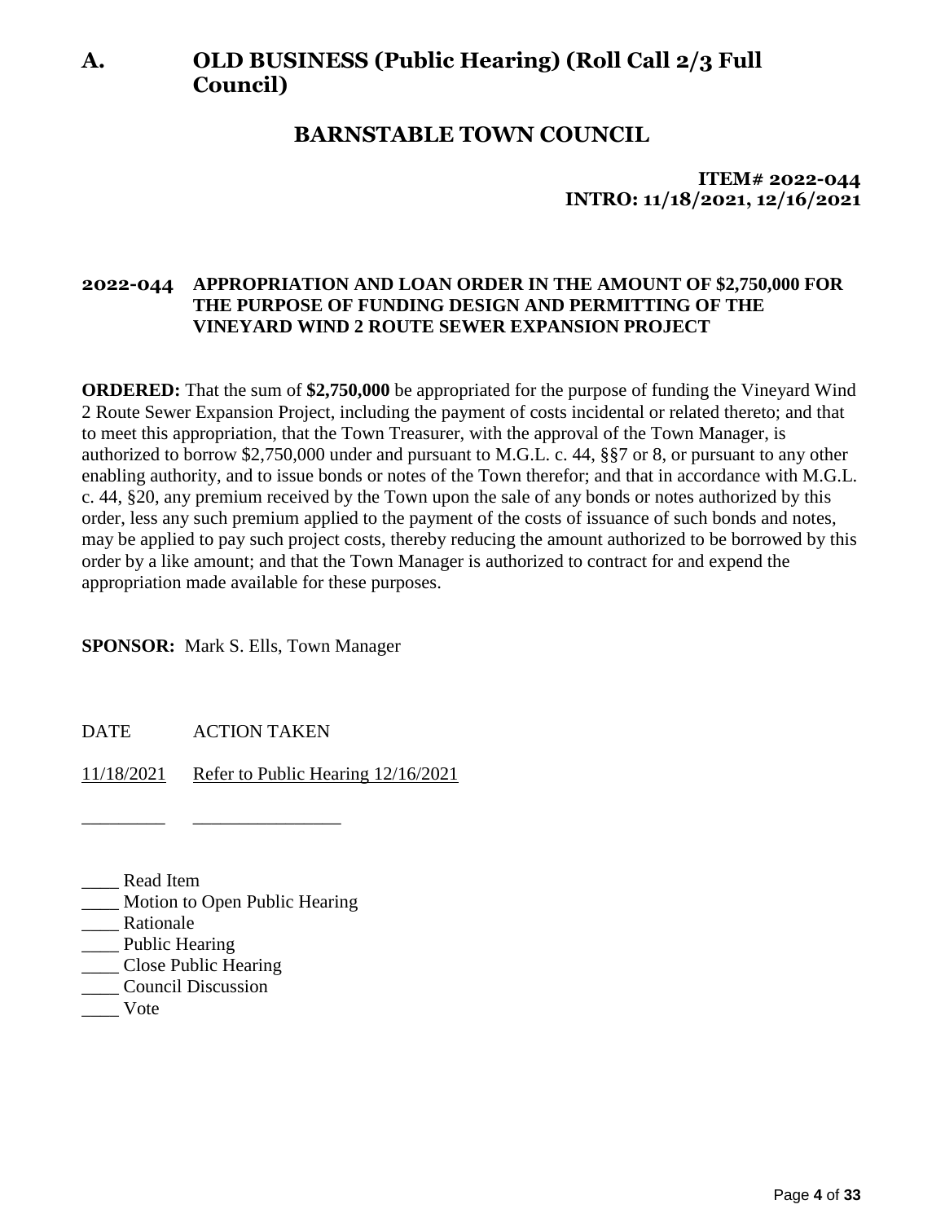# A. OLD BUSINESS (Public Hearing) (Roll Call 2/3 Full Council)

## BARNSTABLE TOWN COUNCIL

**ITEM# 2022-044**
**INTRO: 11/18/2021, 12/16/2021**

### 2022-044 APPROPRIATION AND LOAN ORDER IN THE AMOUNT OF $2,750,000 FOR THE PURPOSE OF FUNDING DESIGN AND PERMITTING OF THE VINEYARD WIND 2 ROUTE SEWER EXPANSION PROJECT

**ORDERED:** That the sum of **$2,750,000** be appropriated for the purpose of funding the Vineyard Wind 2 Route Sewer Expansion Project, including the payment of costs incidental or related thereto; and that to meet this appropriation, that the Town Treasurer, with the approval of the Town Manager, is authorized to borrow $2,750,000 under and pursuant to M.G.L. c. 44, §§7 or 8, or pursuant to any other enabling authority, and to issue bonds or notes of the Town therefor; and that in accordance with M.G.L. c. 44, §20, any premium received by the Town upon the sale of any bonds or notes authorized by this order, less any such premium applied to the payment of the costs of issuance of such bonds and notes, may be applied to pay such project costs, thereby reducing the amount authorized to be borrowed by this order by a like amount; and that the Town Manager is authorized to contract for and expend the appropriation made available for these purposes.

**SPONSOR:** Mark S. Ells, Town Manager

| DATE | ACTION TAKEN |
|---|---|
| 11/18/2021 | Refer to Public Hearing 12/16/2021 |
| _________ | ________________ |

____ Read Item
____ Motion to Open Public Hearing
____ Rationale
____ Public Hearing
____ Close Public Hearing
____ Council Discussion
____ Vote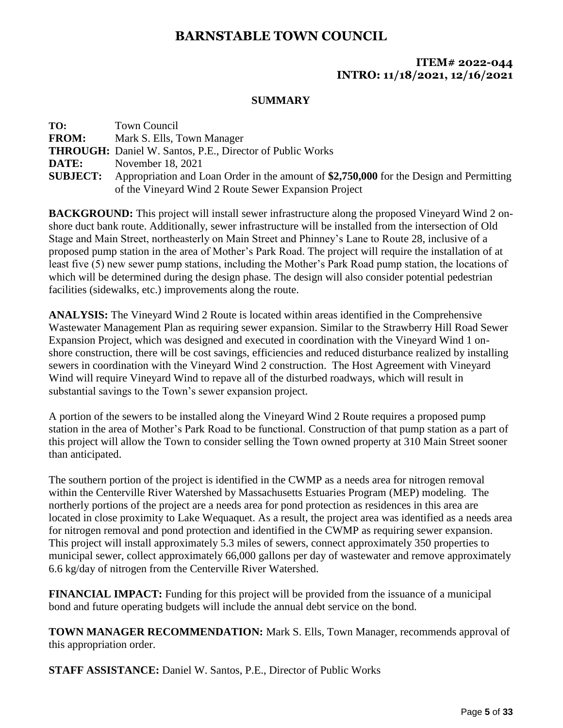# BARNSTABLE TOWN COUNCIL

**ITEM# 2022-044**
**INTRO: 11/18/2021, 12/16/2021**

**SUMMARY**

**TO:** Town Council
**FROM:** Mark S. Ells, Town Manager
**THROUGH:** Daniel W. Santos, P.E., Director of Public Works
**DATE:** November 18, 2021
**SUBJECT:** Appropriation and Loan Order in the amount of **$2,750,000** for the Design and Permitting of the Vineyard Wind 2 Route Sewer Expansion Project

**BACKGROUND:** This project will install sewer infrastructure along the proposed Vineyard Wind 2 on-shore duct bank route. Additionally, sewer infrastructure will be installed from the intersection of Old Stage and Main Street, northeasterly on Main Street and Phinney's Lane to Route 28, inclusive of a proposed pump station in the area of Mother's Park Road. The project will require the installation of at least five (5) new sewer pump stations, including the Mother's Park Road pump station, the locations of which will be determined during the design phase. The design will also consider potential pedestrian facilities (sidewalks, etc.) improvements along the route.

**ANALYSIS:** The Vineyard Wind 2 Route is located within areas identified in the Comprehensive Wastewater Management Plan as requiring sewer expansion. Similar to the Strawberry Hill Road Sewer Expansion Project, which was designed and executed in coordination with the Vineyard Wind 1 on-shore construction, there will be cost savings, efficiencies and reduced disturbance realized by installing sewers in coordination with the Vineyard Wind 2 construction. The Host Agreement with Vineyard Wind will require Vineyard Wind to repave all of the disturbed roadways, which will result in substantial savings to the Town's sewer expansion project.

A portion of the sewers to be installed along the Vineyard Wind 2 Route requires a proposed pump station in the area of Mother's Park Road to be functional. Construction of that pump station as a part of this project will allow the Town to consider selling the Town owned property at 310 Main Street sooner than anticipated.

The southern portion of the project is identified in the CWMP as a needs area for nitrogen removal within the Centerville River Watershed by Massachusetts Estuaries Program (MEP) modeling. The northerly portions of the project are a needs area for pond protection as residences in this area are located in close proximity to Lake Wequaquet. As a result, the project area was identified as a needs area for nitrogen removal and pond protection and identified in the CWMP as requiring sewer expansion. This project will install approximately 5.3 miles of sewers, connect approximately 350 properties to municipal sewer, collect approximately 66,000 gallons per day of wastewater and remove approximately 6.6 kg/day of nitrogen from the Centerville River Watershed.

**FINANCIAL IMPACT:** Funding for this project will be provided from the issuance of a municipal bond and future operating budgets will include the annual debt service on the bond.

**TOWN MANAGER RECOMMENDATION:** Mark S. Ells, Town Manager, recommends approval of this appropriation order.

**STAFF ASSISTANCE:** Daniel W. Santos, P.E., Director of Public Works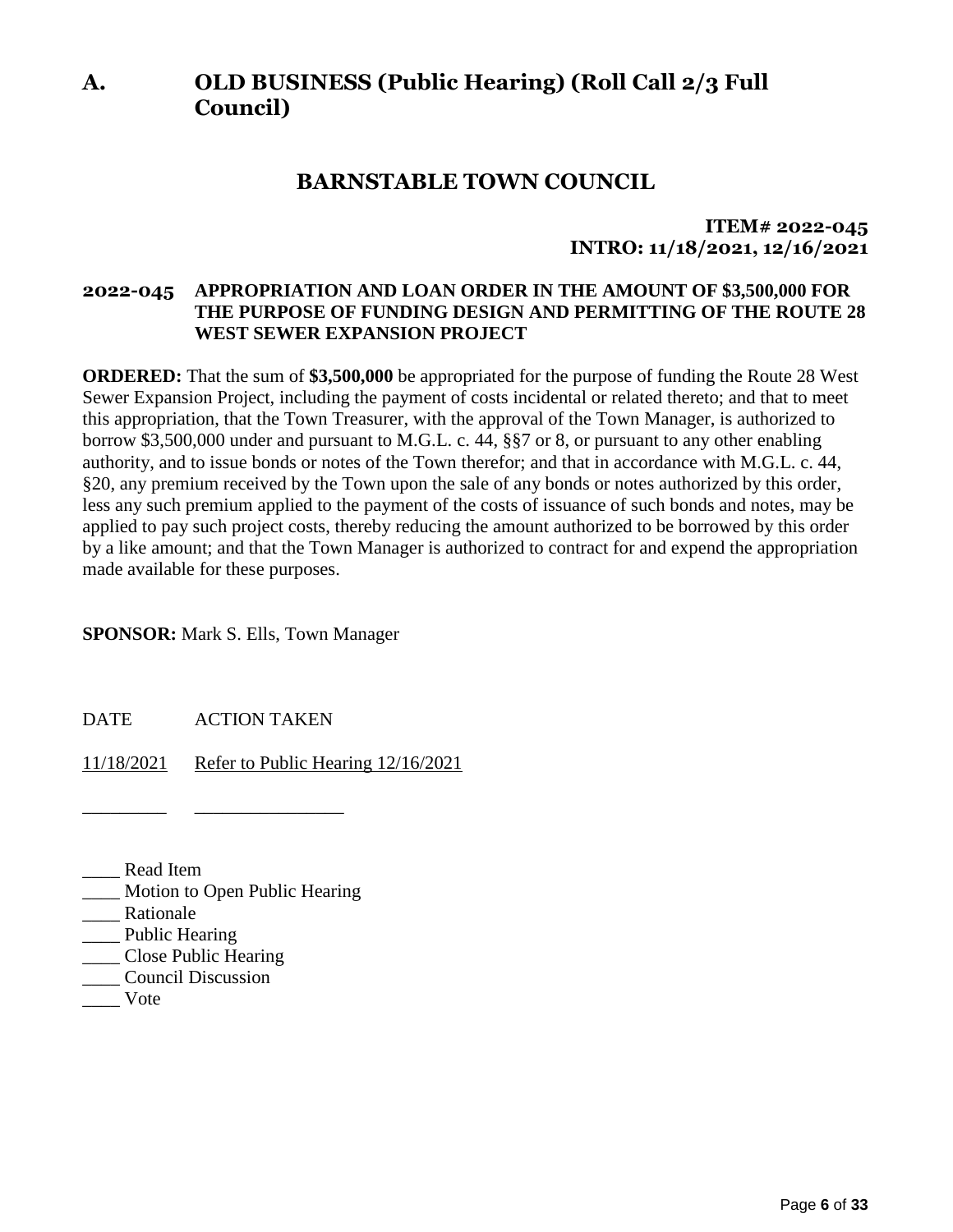# A. OLD BUSINESS (Public Hearing) (Roll Call 2/3 Full Council)

## BARNSTABLE TOWN COUNCIL

**ITEM# 2022-045**
**INTRO: 11/18/2021, 12/16/2021**

### 2022-045 APPROPRIATION AND LOAN ORDER IN THE AMOUNT OF $3,500,000 FOR THE PURPOSE OF FUNDING DESIGN AND PERMITTING OF THE ROUTE 28 WEST SEWER EXPANSION PROJECT

**ORDERED:** That the sum of **$3,500,000** be appropriated for the purpose of funding the Route 28 West Sewer Expansion Project, including the payment of costs incidental or related thereto; and that to meet this appropriation, that the Town Treasurer, with the approval of the Town Manager, is authorized to borrow $3,500,000 under and pursuant to M.G.L. c. 44, §§7 or 8, or pursuant to any other enabling authority, and to issue bonds or notes of the Town therefor; and that in accordance with M.G.L. c. 44, §20, any premium received by the Town upon the sale of any bonds or notes authorized by this order, less any such premium applied to the payment of the costs of issuance of such bonds and notes, may be applied to pay such project costs, thereby reducing the amount authorized to be borrowed by this order by a like amount; and that the Town Manager is authorized to contract for and expend the appropriation made available for these purposes.

**SPONSOR:** Mark S. Ells, Town Manager

| DATE | ACTION TAKEN |
|---|---|
| 11/18/2021 | Refer to Public Hearing 12/16/2021 |
| _________ | ________________ |

____ Read Item
____ Motion to Open Public Hearing
____ Rationale
____ Public Hearing
____ Close Public Hearing
____ Council Discussion
____ Vote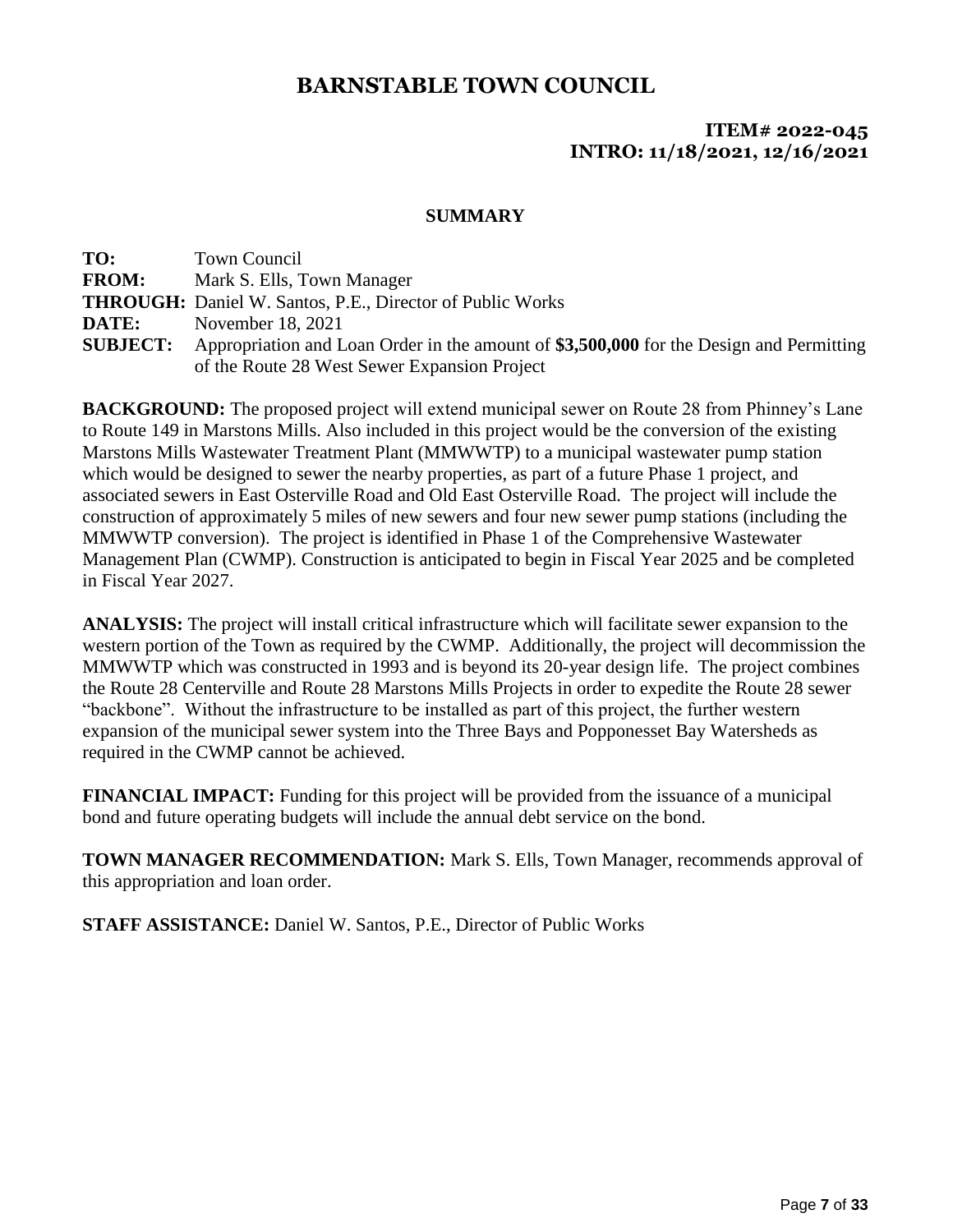# BARNSTABLE TOWN COUNCIL

**ITEM# 2022-045**
**INTRO: 11/18/2021, 12/16/2021**

**SUMMARY**

**TO:** Town Council
**FROM:** Mark S. Ells, Town Manager
**THROUGH:** Daniel W. Santos, P.E., Director of Public Works
**DATE:** November 18, 2021
**SUBJECT:** Appropriation and Loan Order in the amount of **$3,500,000** for the Design and Permitting of the Route 28 West Sewer Expansion Project

**BACKGROUND:** The proposed project will extend municipal sewer on Route 28 from Phinney's Lane to Route 149 in Marstons Mills. Also included in this project would be the conversion of the existing Marstons Mills Wastewater Treatment Plant (MMWWTP) to a municipal wastewater pump station which would be designed to sewer the nearby properties, as part of a future Phase 1 project, and associated sewers in East Osterville Road and Old East Osterville Road. The project will include the construction of approximately 5 miles of new sewers and four new sewer pump stations (including the MMWWTP conversion). The project is identified in Phase 1 of the Comprehensive Wastewater Management Plan (CWMP). Construction is anticipated to begin in Fiscal Year 2025 and be completed in Fiscal Year 2027.

**ANALYSIS:** The project will install critical infrastructure which will facilitate sewer expansion to the western portion of the Town as required by the CWMP. Additionally, the project will decommission the MMWWTP which was constructed in 1993 and is beyond its 20-year design life. The project combines the Route 28 Centerville and Route 28 Marstons Mills Projects in order to expedite the Route 28 sewer "backbone". Without the infrastructure to be installed as part of this project, the further western expansion of the municipal sewer system into the Three Bays and Popponesset Bay Watersheds as required in the CWMP cannot be achieved.

**FINANCIAL IMPACT:** Funding for this project will be provided from the issuance of a municipal bond and future operating budgets will include the annual debt service on the bond.

**TOWN MANAGER RECOMMENDATION:** Mark S. Ells, Town Manager, recommends approval of this appropriation and loan order.

**STAFF ASSISTANCE:** Daniel W. Santos, P.E., Director of Public Works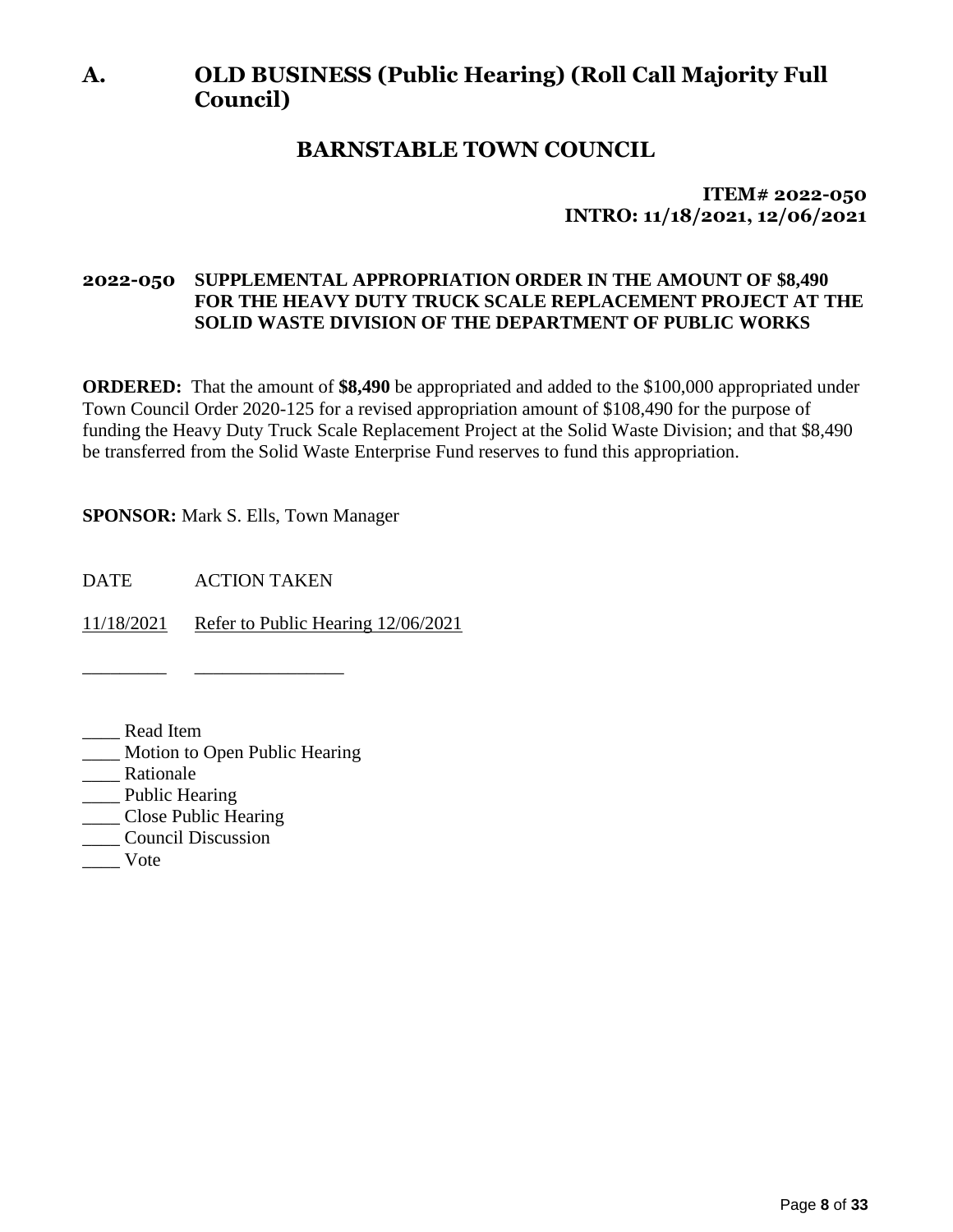# A. OLD BUSINESS (Public Hearing) (Roll Call Majority Full Council)

## BARNSTABLE TOWN COUNCIL

**ITEM# 2022-050**
**INTRO: 11/18/2021, 12/06/2021**

### 2022-050 SUPPLEMENTAL APPROPRIATION ORDER IN THE AMOUNT OF $8,490 FOR THE HEAVY DUTY TRUCK SCALE REPLACEMENT PROJECT AT THE SOLID WASTE DIVISION OF THE DEPARTMENT OF PUBLIC WORKS

**ORDERED:** That the amount of **$8,490** be appropriated and added to the $100,000 appropriated under Town Council Order 2020-125 for a revised appropriation amount of $108,490 for the purpose of funding the Heavy Duty Truck Scale Replacement Project at the Solid Waste Division; and that $8,490 be transferred from the Solid Waste Enterprise Fund reserves to fund this appropriation.

**SPONSOR:** Mark S. Ells, Town Manager

DATE ACTION TAKEN

11/18/2021 Refer to Public Hearing 12/06/2021

_________ _______________

____ Read Item
____ Motion to Open Public Hearing
____ Rationale
____ Public Hearing
____ Close Public Hearing
____ Council Discussion
____ Vote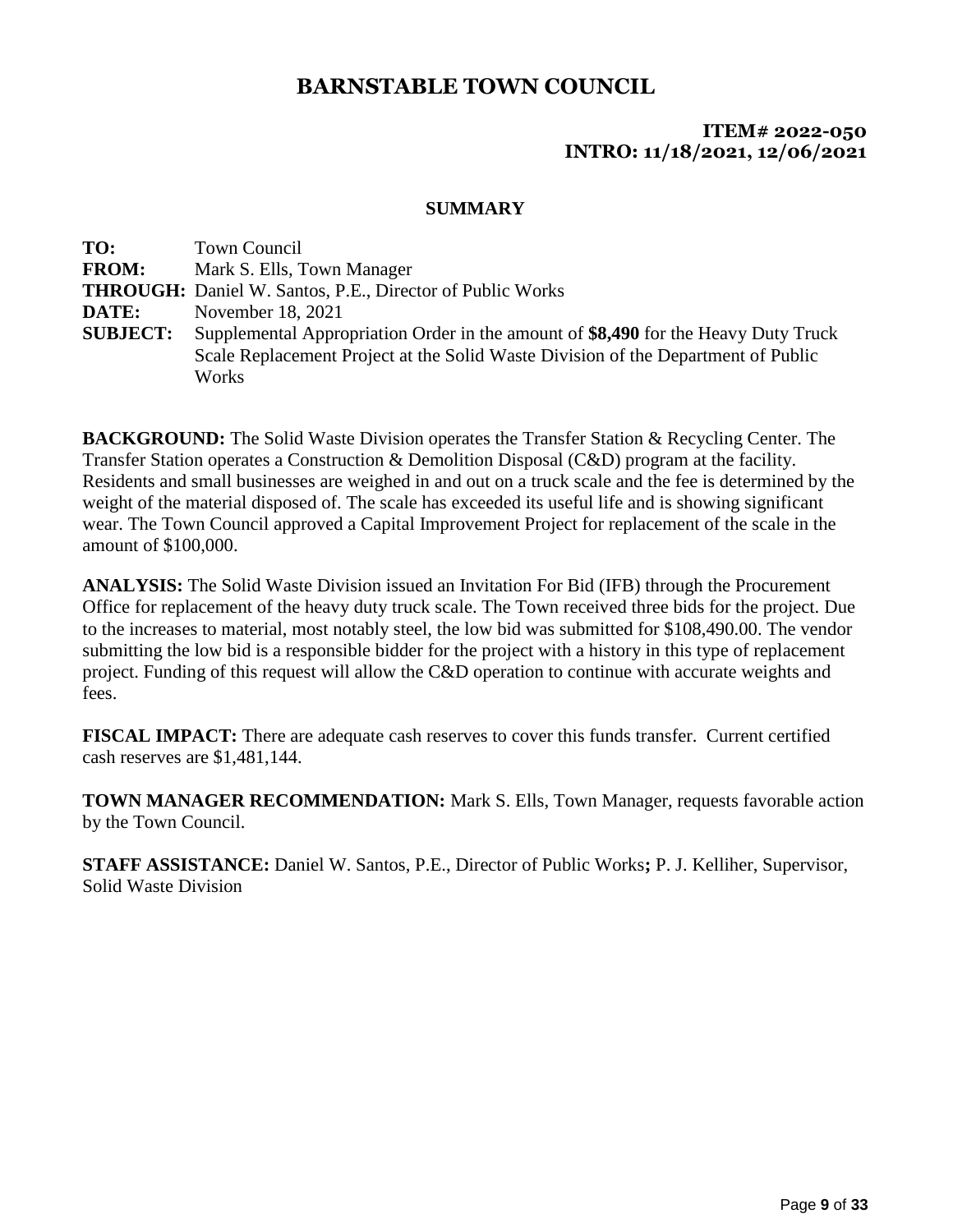# BARNSTABLE TOWN COUNCIL

**ITEM# 2022-050**
**INTRO: 11/18/2021, 12/06/2021**

**SUMMARY**

**TO:** Town Council
**FROM:** Mark S. Ells, Town Manager
**THROUGH:** Daniel W. Santos, P.E., Director of Public Works
**DATE:** November 18, 2021
**SUBJECT:** Supplemental Appropriation Order in the amount of **$8,490** for the Heavy Duty Truck Scale Replacement Project at the Solid Waste Division of the Department of Public Works

**BACKGROUND:** The Solid Waste Division operates the Transfer Station & Recycling Center. The Transfer Station operates a Construction & Demolition Disposal (C&D) program at the facility. Residents and small businesses are weighed in and out on a truck scale and the fee is determined by the weight of the material disposed of. The scale has exceeded its useful life and is showing significant wear. The Town Council approved a Capital Improvement Project for replacement of the scale in the amount of $100,000.

**ANALYSIS:** The Solid Waste Division issued an Invitation For Bid (IFB) through the Procurement Office for replacement of the heavy duty truck scale. The Town received three bids for the project. Due to the increases to material, most notably steel, the low bid was submitted for $108,490.00. The vendor submitting the low bid is a responsible bidder for the project with a history in this type of replacement project. Funding of this request will allow the C&D operation to continue with accurate weights and fees.

**FISCAL IMPACT:** There are adequate cash reserves to cover this funds transfer. Current certified cash reserves are $1,481,144.

**TOWN MANAGER RECOMMENDATION:** Mark S. Ells, Town Manager, requests favorable action by the Town Council.

**STAFF ASSISTANCE:** Daniel W. Santos, P.E., Director of Public Works**;** P. J. Kelliher, Supervisor, Solid Waste Division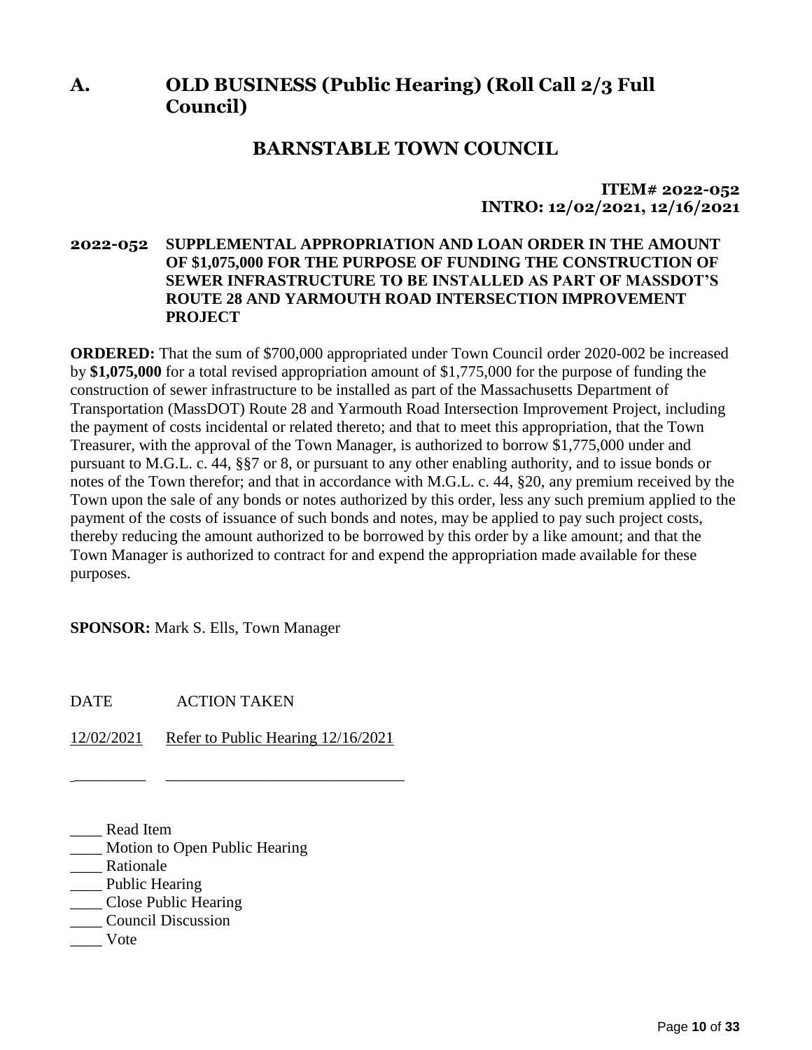# A. OLD BUSINESS (Public Hearing) (Roll Call 2/3 Full Council)

## BARNSTABLE TOWN COUNCIL

**ITEM# 2022-052**
**INTRO: 12/02/2021, 12/16/2021**

**2022-052 SUPPLEMENTAL APPROPRIATION AND LOAN ORDER IN THE AMOUNT OF $1,075,000 FOR THE PURPOSE OF FUNDING THE CONSTRUCTION OF SEWER INFRASTRUCTURE TO BE INSTALLED AS PART OF MASSDOT'S ROUTE 28 AND YARMOUTH ROAD INTERSECTION IMPROVEMENT PROJECT**

**ORDERED:** That the sum of $700,000 appropriated under Town Council order 2020-002 be increased by **$1,075,000** for a total revised appropriation amount of $1,775,000 for the purpose of funding the construction of sewer infrastructure to be installed as part of the Massachusetts Department of Transportation (MassDOT) Route 28 and Yarmouth Road Intersection Improvement Project, including the payment of costs incidental or related thereto; and that to meet this appropriation, that the Town Treasurer, with the approval of the Town Manager, is authorized to borrow $1,775,000 under and pursuant to M.G.L. c. 44, §§7 or 8, or pursuant to any other enabling authority, and to issue bonds or notes of the Town therefor; and that in accordance with M.G.L. c. 44, §20, any premium received by the Town upon the sale of any bonds or notes authorized by this order, less any such premium applied to the payment of the costs of issuance of such bonds and notes, may be applied to pay such project costs, thereby reducing the amount authorized to be borrowed by this order by a like amount; and that the Town Manager is authorized to contract for and expend the appropriation made available for these purposes.

**SPONSOR:** Mark S. Ells, Town Manager

| DATE | ACTION TAKEN |
|---|---|
| 12/02/2021 | Refer to Public Hearing 12/16/2021 |
| _________ | ______________________________ |

____ Read Item
____ Motion to Open Public Hearing
____ Rationale
____ Public Hearing
____ Close Public Hearing
____ Council Discussion
____ Vote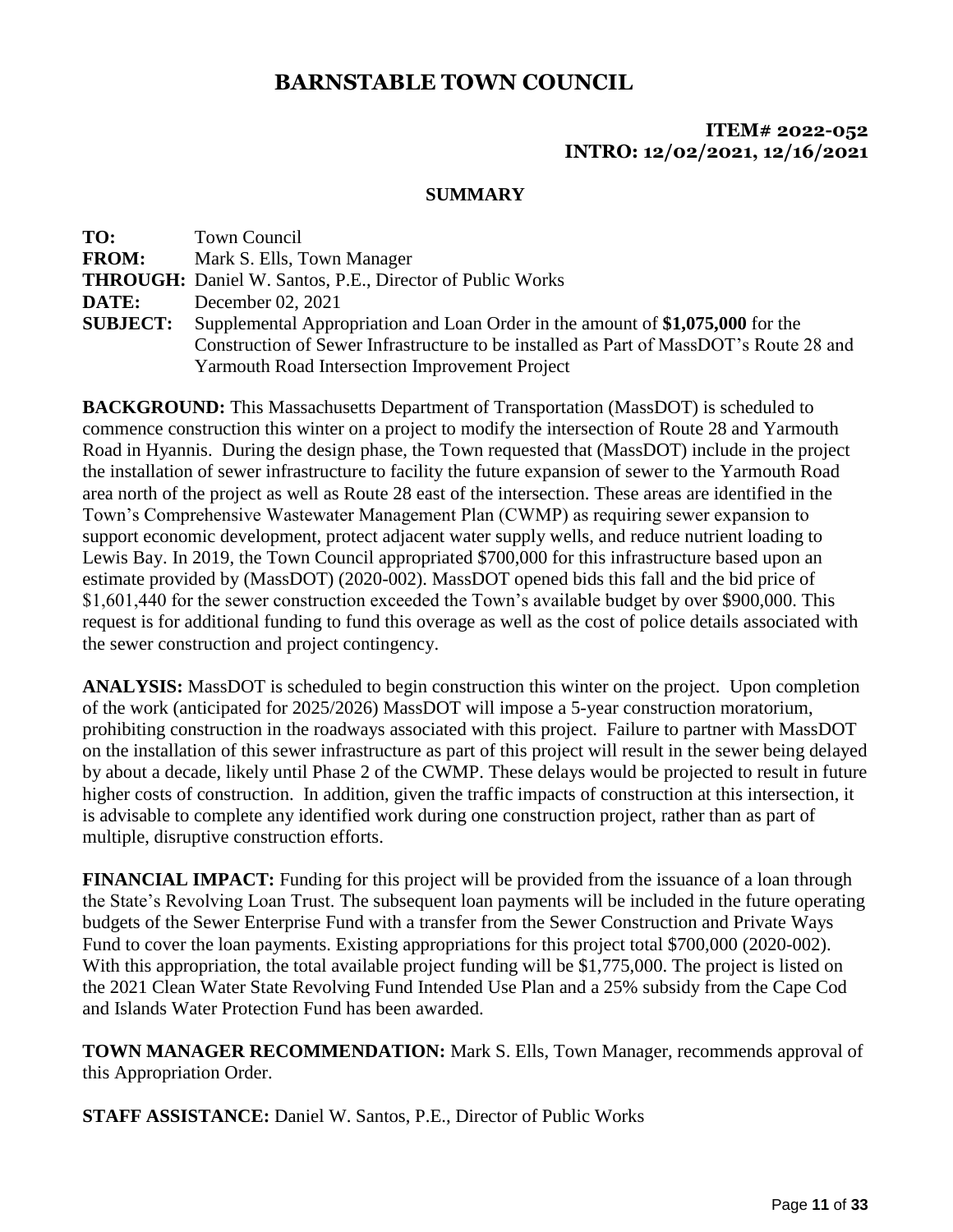# BARNSTABLE TOWN COUNCIL

**ITEM# 2022-052**
**INTRO: 12/02/2021, 12/16/2021**

**SUMMARY**

**TO:** Town Council
**FROM:** Mark S. Ells, Town Manager
**THROUGH:** Daniel W. Santos, P.E., Director of Public Works
**DATE:** December 02, 2021
**SUBJECT:** Supplemental Appropriation and Loan Order in the amount of **$1,075,000** for the Construction of Sewer Infrastructure to be installed as Part of MassDOT's Route 28 and Yarmouth Road Intersection Improvement Project

**BACKGROUND:** This Massachusetts Department of Transportation (MassDOT) is scheduled to commence construction this winter on a project to modify the intersection of Route 28 and Yarmouth Road in Hyannis. During the design phase, the Town requested that (MassDOT) include in the project the installation of sewer infrastructure to facility the future expansion of sewer to the Yarmouth Road area north of the project as well as Route 28 east of the intersection. These areas are identified in the Town's Comprehensive Wastewater Management Plan (CWMP) as requiring sewer expansion to support economic development, protect adjacent water supply wells, and reduce nutrient loading to Lewis Bay. In 2019, the Town Council appropriated $700,000 for this infrastructure based upon an estimate provided by (MassDOT) (2020-002). MassDOT opened bids this fall and the bid price of $1,601,440 for the sewer construction exceeded the Town's available budget by over $900,000. This request is for additional funding to fund this overage as well as the cost of police details associated with the sewer construction and project contingency.

**ANALYSIS:** MassDOT is scheduled to begin construction this winter on the project. Upon completion of the work (anticipated for 2025/2026) MassDOT will impose a 5-year construction moratorium, prohibiting construction in the roadways associated with this project. Failure to partner with MassDOT on the installation of this sewer infrastructure as part of this project will result in the sewer being delayed by about a decade, likely until Phase 2 of the CWMP. These delays would be projected to result in future higher costs of construction. In addition, given the traffic impacts of construction at this intersection, it is advisable to complete any identified work during one construction project, rather than as part of multiple, disruptive construction efforts.

**FINANCIAL IMPACT:** Funding for this project will be provided from the issuance of a loan through the State's Revolving Loan Trust. The subsequent loan payments will be included in the future operating budgets of the Sewer Enterprise Fund with a transfer from the Sewer Construction and Private Ways Fund to cover the loan payments. Existing appropriations for this project total $700,000 (2020-002). With this appropriation, the total available project funding will be $1,775,000. The project is listed on the 2021 Clean Water State Revolving Fund Intended Use Plan and a 25% subsidy from the Cape Cod and Islands Water Protection Fund has been awarded.

**TOWN MANAGER RECOMMENDATION:** Mark S. Ells, Town Manager, recommends approval of this Appropriation Order.

**STAFF ASSISTANCE:** Daniel W. Santos, P.E., Director of Public Works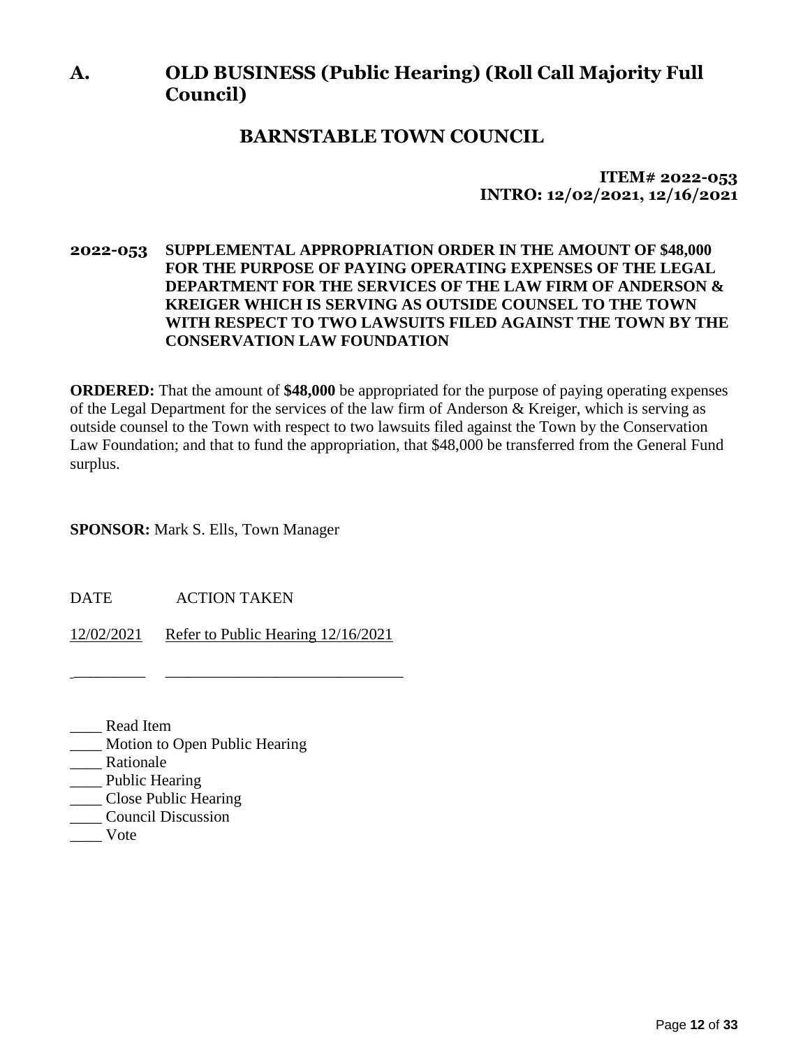# A. OLD BUSINESS (Public Hearing) (Roll Call Majority Full Council)

## BARNSTABLE TOWN COUNCIL

**ITEM# 2022-053**
**INTRO: 12/02/2021, 12/16/2021**

**2022-053 SUPPLEMENTAL APPROPRIATION ORDER IN THE AMOUNT OF $48,000 FOR THE PURPOSE OF PAYING OPERATING EXPENSES OF THE LEGAL DEPARTMENT FOR THE SERVICES OF THE LAW FIRM OF ANDERSON & KREIGER WHICH IS SERVING AS OUTSIDE COUNSEL TO THE TOWN WITH RESPECT TO TWO LAWSUITS FILED AGAINST THE TOWN BY THE CONSERVATION LAW FOUNDATION**

**ORDERED:** That the amount of **$48,000** be appropriated for the purpose of paying operating expenses of the Legal Department for the services of the law firm of Anderson & Kreiger, which is serving as outside counsel to the Town with respect to two lawsuits filed against the Town by the Conservation Law Foundation; and that to fund the appropriation, that $48,000 be transferred from the General Fund surplus.

**SPONSOR:** Mark S. Ells, Town Manager

| DATE | ACTION TAKEN |
|---|---|
| 12/02/2021 | Refer to Public Hearing 12/16/2021 |
| _________ | ______________________________ |

____ Read Item
____ Motion to Open Public Hearing
____ Rationale
____ Public Hearing
____ Close Public Hearing
____ Council Discussion
____ Vote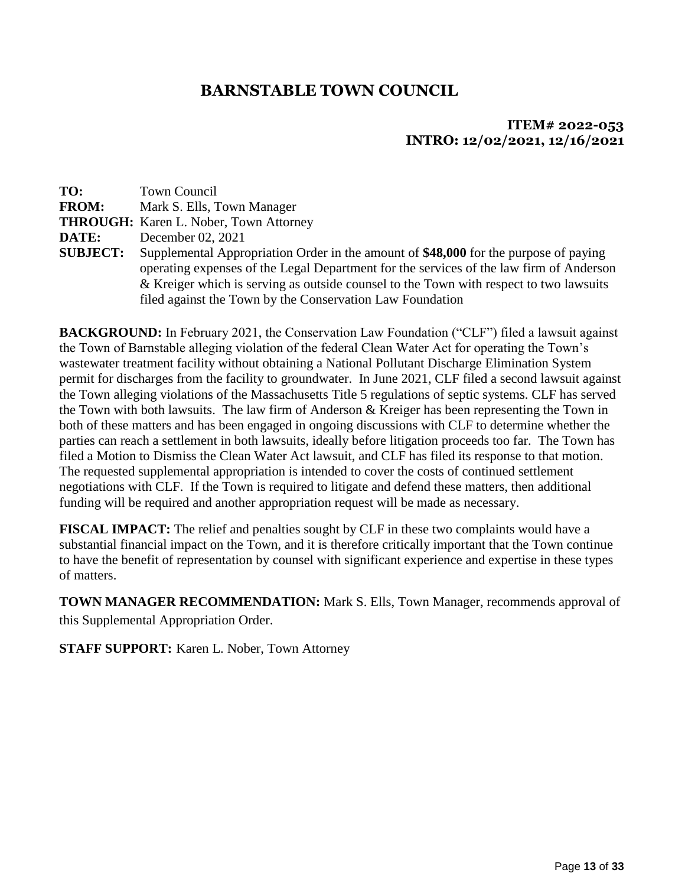# BARNSTABLE TOWN COUNCIL

**ITEM# 2022-053**
**INTRO: 12/02/2021, 12/16/2021**

**TO:** Town Council
**FROM:** Mark S. Ells, Town Manager
**THROUGH:** Karen L. Nober, Town Attorney
**DATE:** December 02, 2021
**SUBJECT:** Supplemental Appropriation Order in the amount of **$48,000** for the purpose of paying operating expenses of the Legal Department for the services of the law firm of Anderson & Kreiger which is serving as outside counsel to the Town with respect to two lawsuits filed against the Town by the Conservation Law Foundation

**BACKGROUND:** In February 2021, the Conservation Law Foundation ("CLF") filed a lawsuit against the Town of Barnstable alleging violation of the federal Clean Water Act for operating the Town's wastewater treatment facility without obtaining a National Pollutant Discharge Elimination System permit for discharges from the facility to groundwater. In June 2021, CLF filed a second lawsuit against the Town alleging violations of the Massachusetts Title 5 regulations of septic systems. CLF has served the Town with both lawsuits. The law firm of Anderson & Kreiger has been representing the Town in both of these matters and has been engaged in ongoing discussions with CLF to determine whether the parties can reach a settlement in both lawsuits, ideally before litigation proceeds too far. The Town has filed a Motion to Dismiss the Clean Water Act lawsuit, and CLF has filed its response to that motion. The requested supplemental appropriation is intended to cover the costs of continued settlement negotiations with CLF. If the Town is required to litigate and defend these matters, then additional funding will be required and another appropriation request will be made as necessary.

**FISCAL IMPACT:** The relief and penalties sought by CLF in these two complaints would have a substantial financial impact on the Town, and it is therefore critically important that the Town continue to have the benefit of representation by counsel with significant experience and expertise in these types of matters.

**TOWN MANAGER RECOMMENDATION:** Mark S. Ells, Town Manager, recommends approval of this Supplemental Appropriation Order.

**STAFF SUPPORT:** Karen L. Nober, Town Attorney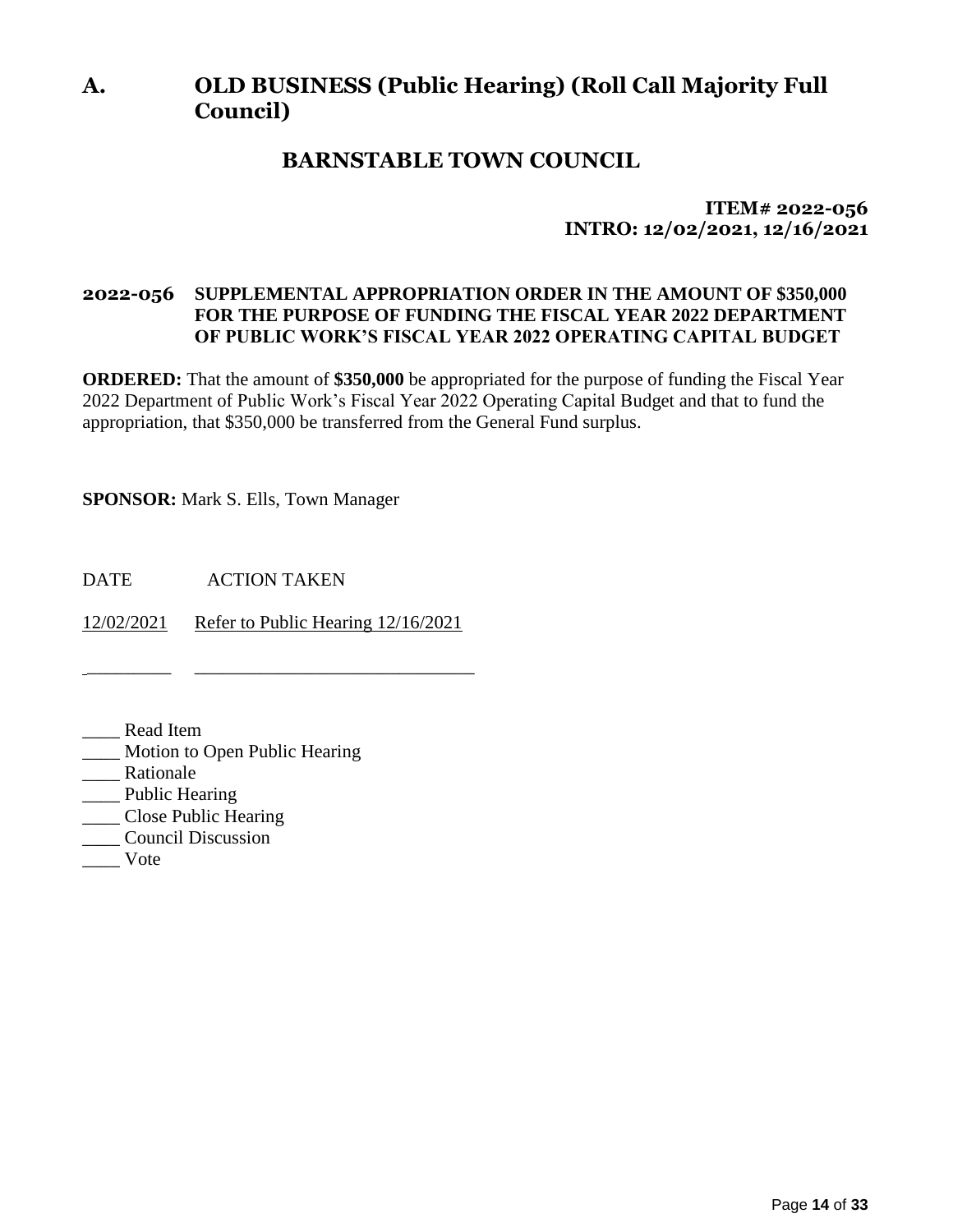# A. OLD BUSINESS (Public Hearing) (Roll Call Majority Full Council)

## BARNSTABLE TOWN COUNCIL

**ITEM# 2022-056**
**INTRO: 12/02/2021, 12/16/2021**

### 2022-056 SUPPLEMENTAL APPROPRIATION ORDER IN THE AMOUNT OF $350,000 FOR THE PURPOSE OF FUNDING THE FISCAL YEAR 2022 DEPARTMENT OF PUBLIC WORK'S FISCAL YEAR 2022 OPERATING CAPITAL BUDGET

**ORDERED:** That the amount of **$350,000** be appropriated for the purpose of funding the Fiscal Year 2022 Department of Public Work's Fiscal Year 2022 Operating Capital Budget and that to fund the appropriation, that $350,000 be transferred from the General Fund surplus.

**SPONSOR:** Mark S. Ells, Town Manager

| DATE | ACTION TAKEN |
| --- | --- |
| 12/02/2021 | Refer to Public Hearing 12/16/2021 |
| _________ | ______________________________ |

____ Read Item
____ Motion to Open Public Hearing
____ Rationale
____ Public Hearing
____ Close Public Hearing
____ Council Discussion
____ Vote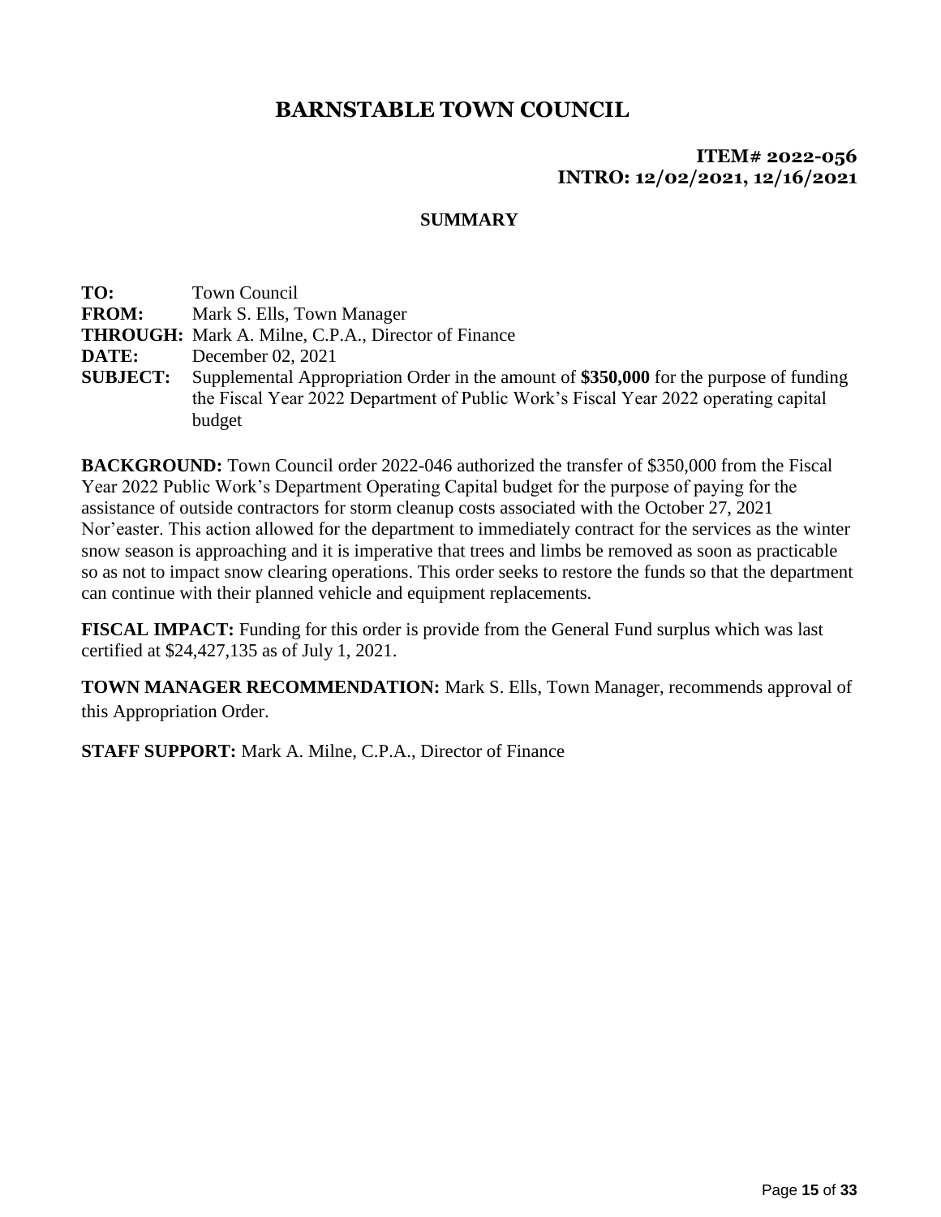# BARNSTABLE TOWN COUNCIL

**ITEM# 2022-056**
**INTRO: 12/02/2021, 12/16/2021**

## SUMMARY

**TO:** Town Council
**FROM:** Mark S. Ells, Town Manager
**THROUGH:** Mark A. Milne, C.P.A., Director of Finance
**DATE:** December 02, 2021
**SUBJECT:** Supplemental Appropriation Order in the amount of **$350,000** for the purpose of funding the Fiscal Year 2022 Department of Public Work's Fiscal Year 2022 operating capital budget

**BACKGROUND:** Town Council order 2022-046 authorized the transfer of $350,000 from the Fiscal Year 2022 Public Work's Department Operating Capital budget for the purpose of paying for the assistance of outside contractors for storm cleanup costs associated with the October 27, 2021 Nor'easter. This action allowed for the department to immediately contract for the services as the winter snow season is approaching and it is imperative that trees and limbs be removed as soon as practicable so as not to impact snow clearing operations. This order seeks to restore the funds so that the department can continue with their planned vehicle and equipment replacements.

**FISCAL IMPACT:** Funding for this order is provide from the General Fund surplus which was last certified at $24,427,135 as of July 1, 2021.

**TOWN MANAGER RECOMMENDATION:** Mark S. Ells, Town Manager, recommends approval of this Appropriation Order.

**STAFF SUPPORT:** Mark A. Milne, C.P.A., Director of Finance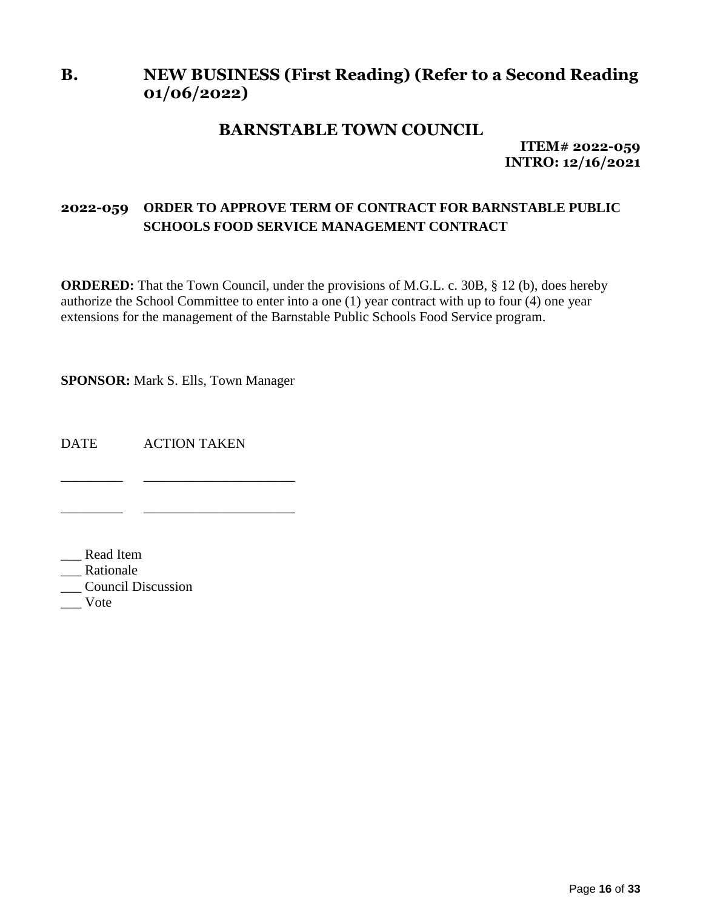## B. NEW BUSINESS (First Reading) (Refer to a Second Reading 01/06/2022)

## BARNSTABLE TOWN COUNCIL

**ITEM# 2022-059**
**INTRO: 12/16/2021**

### 2022-059 ORDER TO APPROVE TERM OF CONTRACT FOR BARNSTABLE PUBLIC SCHOOLS FOOD SERVICE MANAGEMENT CONTRACT

**ORDERED:** That the Town Council, under the provisions of M.G.L. c. 30B, § 12 (b), does hereby authorize the School Committee to enter into a one (1) year contract with up to four (4) one year extensions for the management of the Barnstable Public Schools Food Service program.

**SPONSOR:** Mark S. Ells, Town Manager

DATE ACTION TANKEN

_________ _____________________

_________ _____________________

___ Read Item
___ Rationale
___ Council Discussion
___ Vote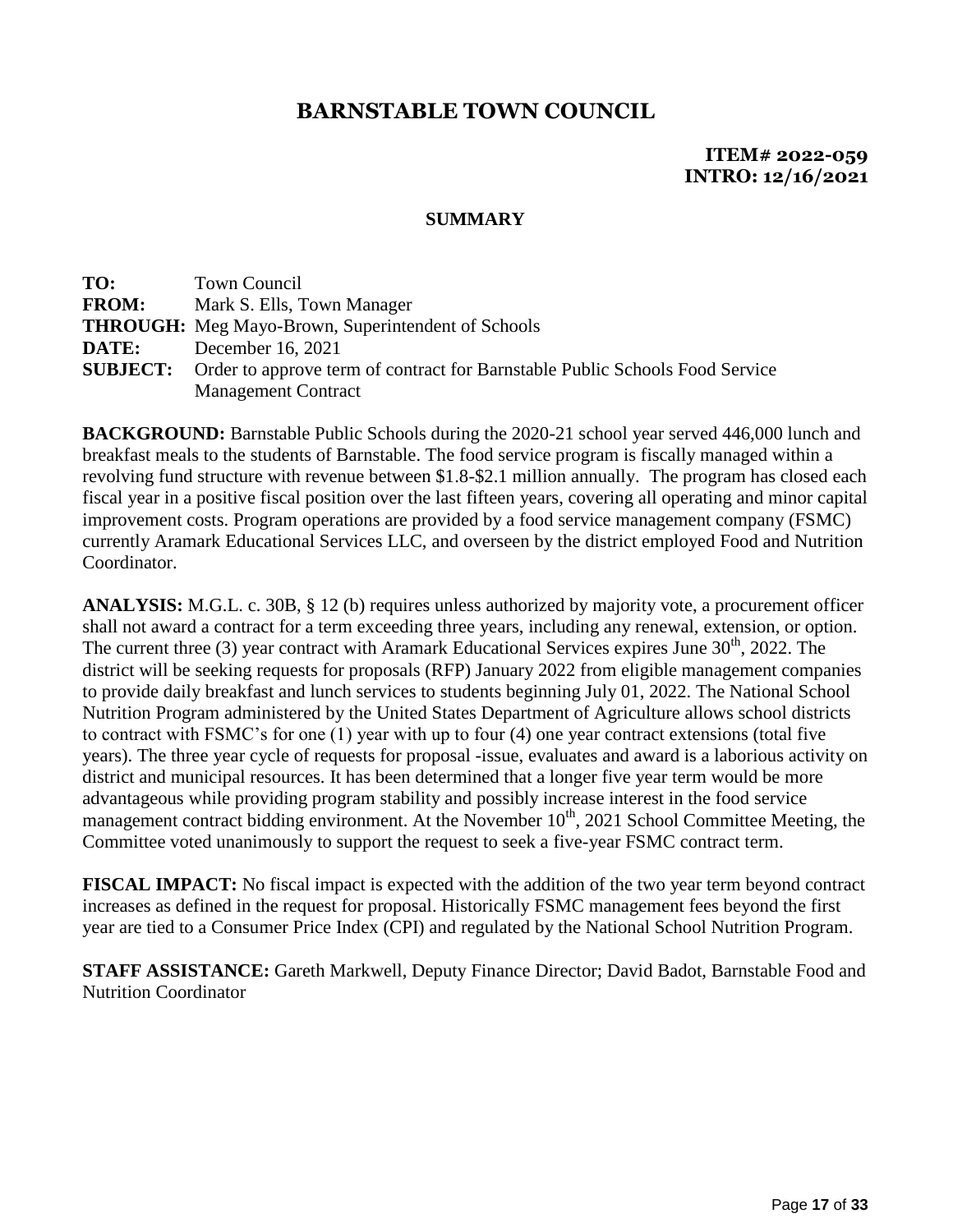# BARNSTABLE TOWN COUNCIL

**ITEM# 2022-059**
**INTRO: 12/16/2021**

## SUMMARY

**TO:** Town Council
**FROM:** Mark S. Ells, Town Manager
**THROUGH:** Meg Mayo-Brown, Superintendent of Schools
**DATE:** December 16, 2021
**SUBJECT:** Order to approve term of contract for Barnstable Public Schools Food Service Management Contract

**BACKGROUND:** Barnstable Public Schools during the 2020-21 school year served 446,000 lunch and breakfast meals to the students of Barnstable. The food service program is fiscally managed within a revolving fund structure with revenue between $1.8-$2.1 million annually. The program has closed each fiscal year in a positive fiscal position over the last fifteen years, covering all operating and minor capital improvement costs. Program operations are provided by a food service management company (FSMC) currently Aramark Educational Services LLC, and overseen by the district employed Food and Nutrition Coordinator.

**ANALYSIS:** M.G.L. c. 30B, § 12 (b) requires unless authorized by majority vote, a procurement officer shall not award a contract for a term exceeding three years, including any renewal, extension, or option. The current three (3) year contract with Aramark Educational Services expires June 30th, 2022. The district will be seeking requests for proposals (RFP) January 2022 from eligible management companies to provide daily breakfast and lunch services to students beginning July 01, 2022. The National School Nutrition Program administered by the United States Department of Agriculture allows school districts to contract with FSMC's for one (1) year with up to four (4) one year contract extensions (total five years). The three year cycle of requests for proposal -issue, evaluates and award is a laborious activity on district and municipal resources. It has been determined that a longer five year term would be more advantageous while providing program stability and possibly increase interest in the food service management contract bidding environment. At the November 10th, 2021 School Committee Meeting, the Committee voted unanimously to support the request to seek a five-year FSMC contract term.

**FISCAL IMPACT:** No fiscal impact is expected with the addition of the two year term beyond contract increases as defined in the request for proposal. Historically FSMC management fees beyond the first year are tied to a Consumer Price Index (CPI) and regulated by the National School Nutrition Program.

**STAFF ASSISTANCE:** Gareth Markwell, Deputy Finance Director; David Badot, Barnstable Food and Nutrition Coordinator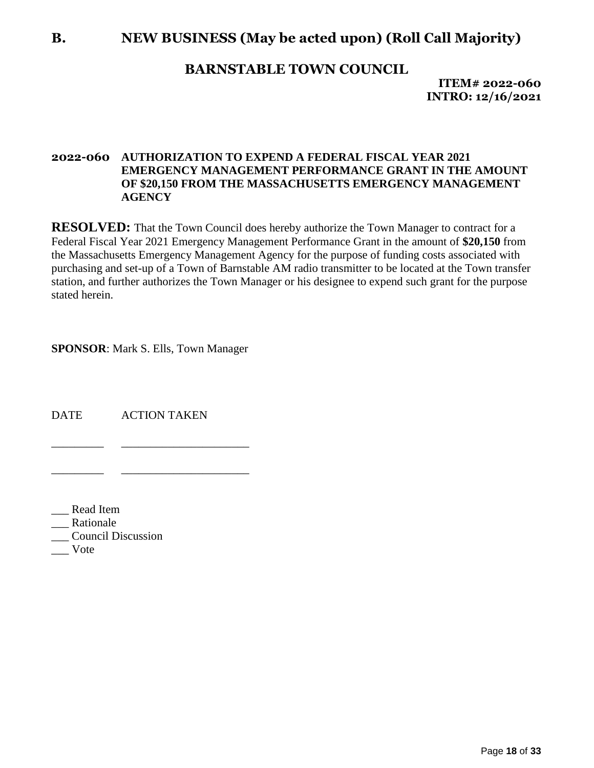## B. NEW BUSINESS (May be acted upon) (Roll Call Majority)

## BARNSTABLE TOWN COUNCIL

**ITEM# 2022-060**
**INTRO: 12/16/2021**

**2022-060 AUTHORIZATION TO EXPEND A FEDERAL FISCAL YEAR 2021 EMERGENCY MANAGEMENT PERFORMANCE GRANT IN THE AMOUNT OF $20,150 FROM THE MASSACHUSETTS EMERGENCY MANAGEMENT AGENCY**

**RESOLVED:** That the Town Council does hereby authorize the Town Manager to contract for a Federal Fiscal Year 2021 Emergency Management Performance Grant in the amount of **$20,150** from the Massachusetts Emergency Management Agency for the purpose of funding costs associated with purchasing and set-up of a Town of Barnstable AM radio transmitter to be located at the Town transfer station, and further authorizes the Town Manager or his designee to expend such grant for the purpose stated herein.

**SPONSOR**: Mark S. Ells, Town Manager

DATE ACTION TAKEN

_________ _____________________

_________ _____________________

___ Read Item
___ Rationale
___ Council Discussion
___ Vote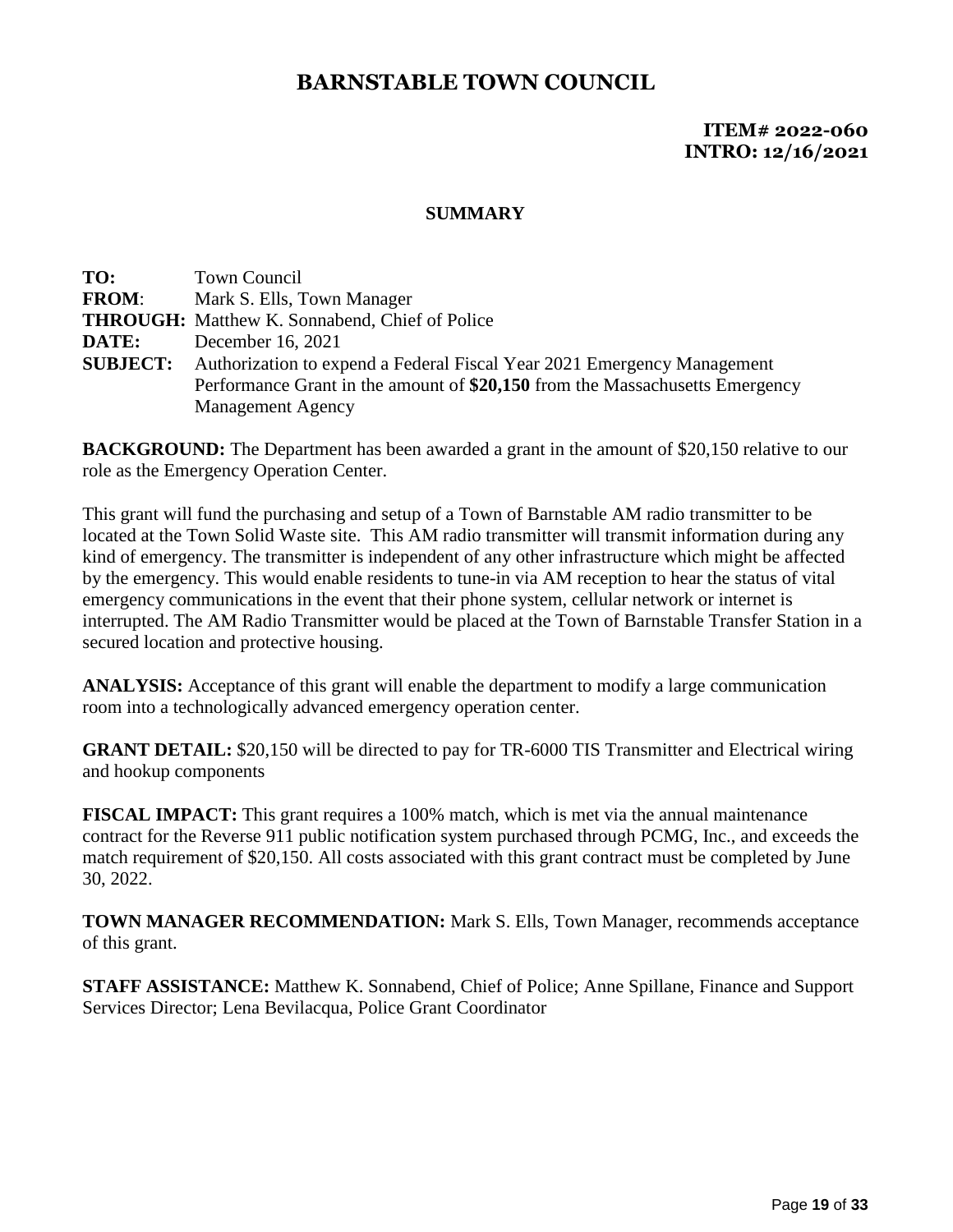# BARNSTABLE TOWN COUNCIL

**ITEM# 2022-060**
**INTRO: 12/16/2021**

## SUMMARY

**TO:** Town Council
**FROM**: Mark S. Ells, Town Manager
**THROUGH:** Matthew K. Sonnabend, Chief of Police
**DATE:** December 16, 2021
**SUBJECT:** Authorization to expend a Federal Fiscal Year 2021 Emergency Management Performance Grant in the amount of **$20,150** from the Massachusetts Emergency Management Agency

**BACKGROUND:** The Department has been awarded a grant in the amount of $20,150 relative to our role as the Emergency Operation Center.

This grant will fund the purchasing and setup of a Town of Barnstable AM radio transmitter to be located at the Town Solid Waste site. This AM radio transmitter will transmit information during any kind of emergency. The transmitter is independent of any other infrastructure which might be affected by the emergency. This would enable residents to tune-in via AM reception to hear the status of vital emergency communications in the event that their phone system, cellular network or internet is interrupted. The AM Radio Transmitter would be placed at the Town of Barnstable Transfer Station in a secured location and protective housing.

**ANALYSIS:** Acceptance of this grant will enable the department to modify a large communication room into a technologically advanced emergency operation center.

**GRANT DETAIL:** $20,150 will be directed to pay for TR-6000 TIS Transmitter and Electrical wiring and hookup components

**FISCAL IMPACT:** This grant requires a 100% match, which is met via the annual maintenance contract for the Reverse 911 public notification system purchased through PCMG, Inc., and exceeds the match requirement of $20,150. All costs associated with this grant contract must be completed by June 30, 2022.

**TOWN MANAGER RECOMMENDATION:** Mark S. Ells, Town Manager, recommends acceptance of this grant.

**STAFF ASSISTANCE:** Matthew K. Sonnabend, Chief of Police; Anne Spillane, Finance and Support Services Director; Lena Bevilacqua, Police Grant Coordinator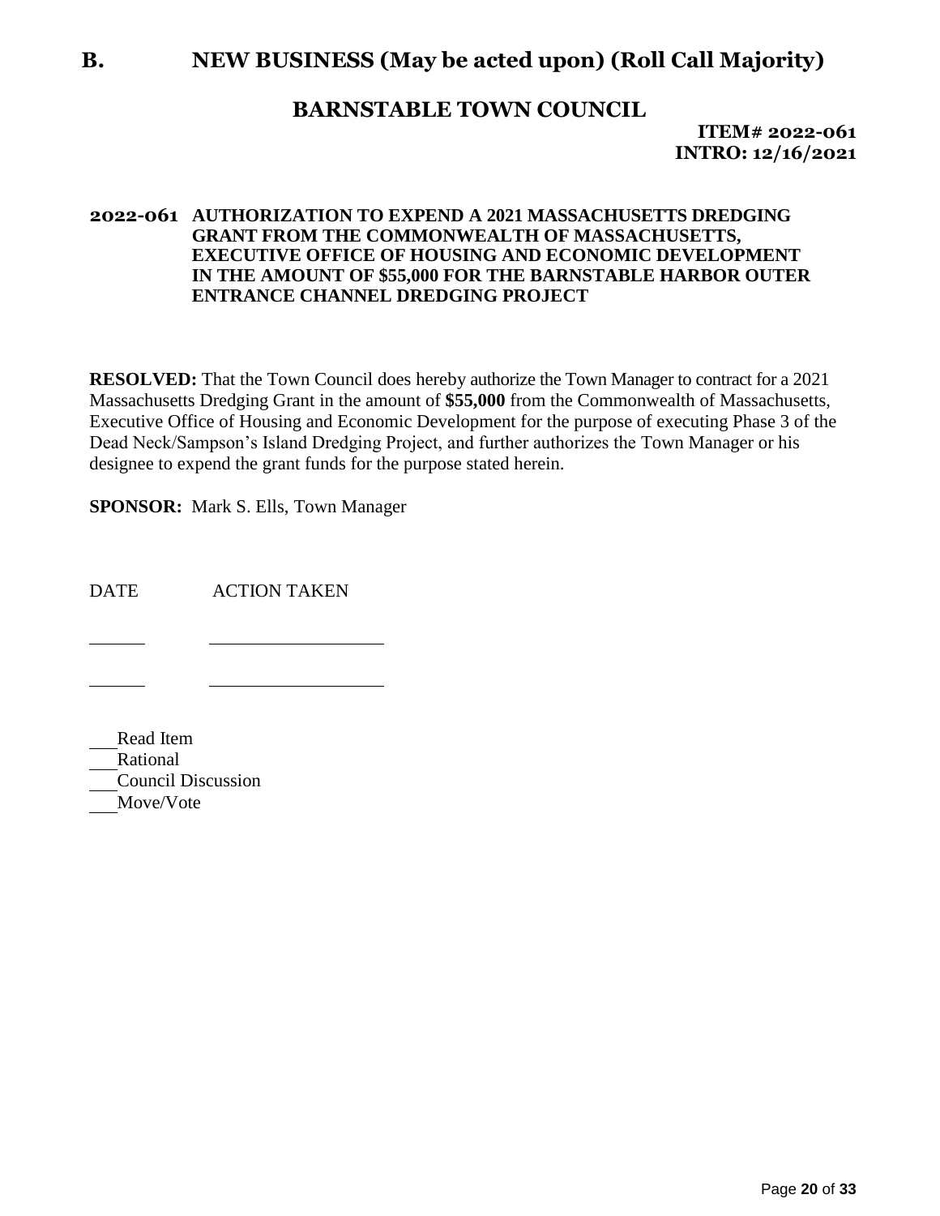# B. NEW BUSINESS (May be acted upon) (Roll Call Majority)

## BARNSTABLE TOWN COUNCIL

**ITEM# 2022-061**
**INTRO: 12/16/2021**

**2022-061 AUTHORIZATION TO EXPEND A 2021 MASSACHUSETTS DREDGING GRANT FROM THE COMMONWEALTH OF MASSACHUSETTS, EXECUTIVE OFFICE OF HOUSING AND ECONOMIC DEVELOPMENT IN THE AMOUNT OF $55,000 FOR THE BARNSTABLE HARBOR OUTER ENTRANCE CHANNEL DREDGING PROJECT**

**RESOLVED:** That the Town Council does hereby authorize the Town Manager to contract for a 2021 Massachusetts Dredging Grant in the amount of **$55,000** from the Commonwealth of Massachusetts, Executive Office of Housing and Economic Development for the purpose of executing Phase 3 of the Dead Neck/Sampson's Island Dredging Project, and further authorizes the Town Manager or his designee to expend the grant funds for the purpose stated herein.

**SPONSOR:** Mark S. Ells, Town Manager

| DATE | ACTION TAKEN |
| --- | --- |
| ______ | __________________ |
| ______ | __________________ |

___ Read Item
___ Rational
___ Council Discussion
___ Move/Vote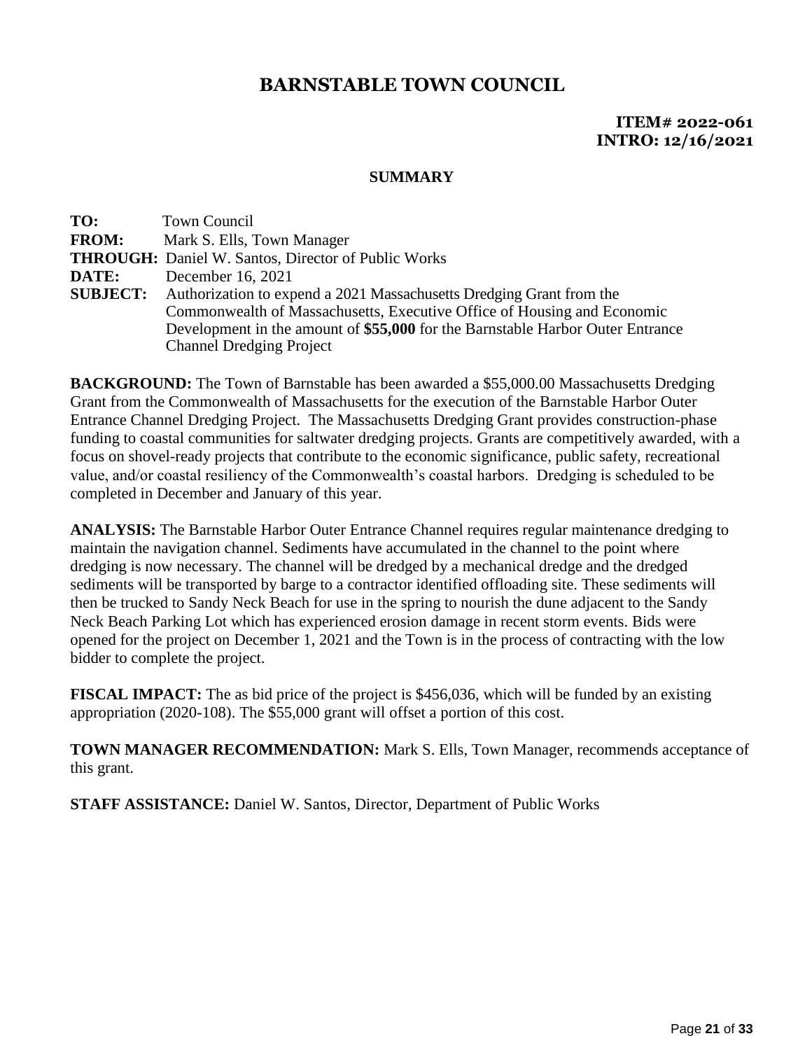# BARNSTABLE TOWN COUNCIL

**ITEM# 2022-061**
**INTRO: 12/16/2021**

## SUMMARY

**TO:** Town Council
**FROM:** Mark S. Ells, Town Manager
**THROUGH:** Daniel W. Santos, Director of Public Works
**DATE:** December 16, 2021
**SUBJECT:** Authorization to expend a 2021 Massachusetts Dredging Grant from the Commonwealth of Massachusetts, Executive Office of Housing and Economic Development in the amount of **$55,000** for the Barnstable Harbor Outer Entrance Channel Dredging Project

**BACKGROUND:** The Town of Barnstable has been awarded a $55,000.00 Massachusetts Dredging Grant from the Commonwealth of Massachusetts for the execution of the Barnstable Harbor Outer Entrance Channel Dredging Project. The Massachusetts Dredging Grant provides construction-phase funding to coastal communities for saltwater dredging projects. Grants are competitively awarded, with a focus on shovel-ready projects that contribute to the economic significance, public safety, recreational value, and/or coastal resiliency of the Commonwealth's coastal harbors. Dredging is scheduled to be completed in December and January of this year.

**ANALYSIS:** The Barnstable Harbor Outer Entrance Channel requires regular maintenance dredging to maintain the navigation channel. Sediments have accumulated in the channel to the point where dredging is now necessary. The channel will be dredged by a mechanical dredge and the dredged sediments will be transported by barge to a contractor identified offloading site. These sediments will then be trucked to Sandy Neck Beach for use in the spring to nourish the dune adjacent to the Sandy Neck Beach Parking Lot which has experienced erosion damage in recent storm events. Bids were opened for the project on December 1, 2021 and the Town is in the process of contracting with the low bidder to complete the project.

**FISCAL IMPACT:** The as bid price of the project is $456,036, which will be funded by an existing appropriation (2020-108). The $55,000 grant will offset a portion of this cost.

**TOWN MANAGER RECOMMENDATION:** Mark S. Ells, Town Manager, recommends acceptance of this grant.

**STAFF ASSISTANCE:** Daniel W. Santos, Director, Department of Public Works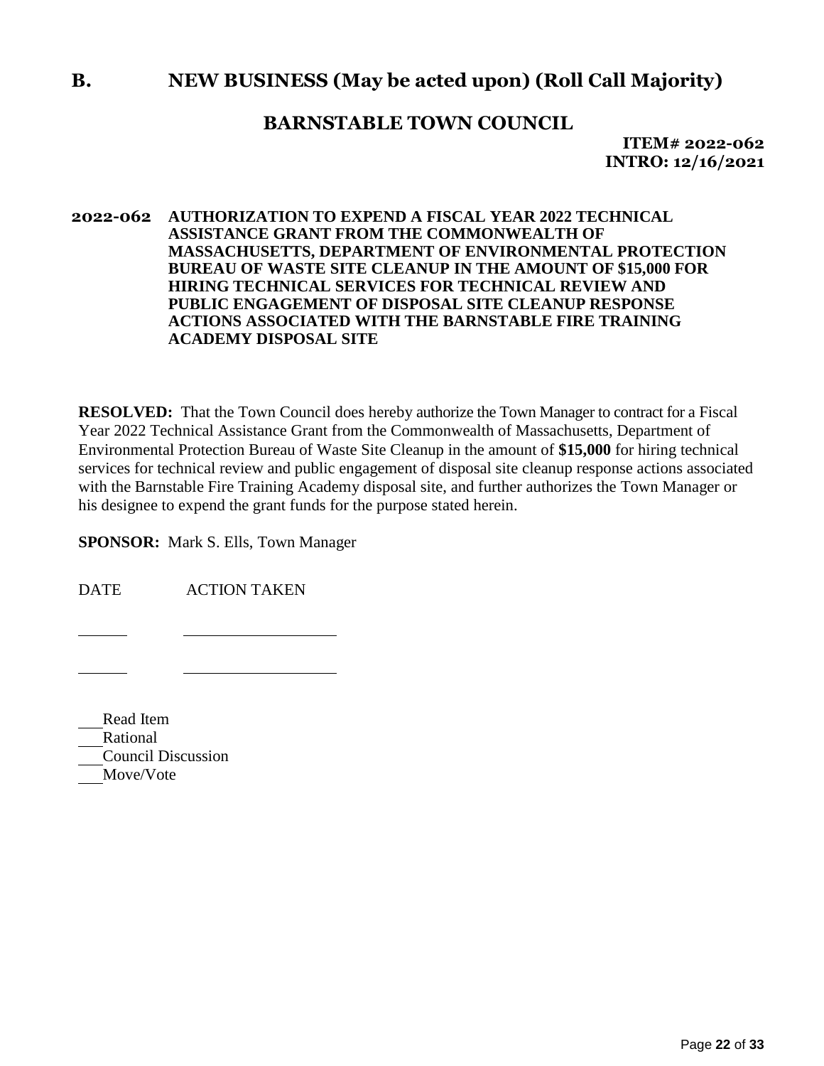# B. NEW BUSINESS (May be acted upon) (Roll Call Majority)

## BARNSTABLE TOWN COUNCIL

**ITEM# 2022-062**
**INTRO: 12/16/2021**

**2022-062 AUTHORIZATION TO EXPEND A FISCAL YEAR 2022 TECHNICAL ASSISTANCE GRANT FROM THE COMMONWEALTH OF MASSACHUSETTS, DEPARTMENT OF ENVIRONMENTAL PROTECTION BUREAU OF WASTE SITE CLEANUP IN THE AMOUNT OF $15,000 FOR HIRING TECHNICAL SERVICES FOR TECHNICAL REVIEW AND PUBLIC ENGAGEMENT OF DISPOSAL SITE CLEANUP RESPONSE ACTIONS ASSOCIATED WITH THE BARNSTABLE FIRE TRAINING ACADEMY DISPOSAL SITE**

**RESOLVED:** That the Town Council does hereby authorize the Town Manager to contract for a Fiscal Year 2022 Technical Assistance Grant from the Commonwealth of Massachusetts, Department of Environmental Protection Bureau of Waste Site Cleanup in the amount of **$15,000** for hiring technical services for technical review and public engagement of disposal site cleanup response actions associated with the Barnstable Fire Training Academy disposal site, and further authorizes the Town Manager or his designee to expend the grant funds for the purpose stated herein.

**SPONSOR:** Mark S. Ells, Town Manager

DATE ACTION TAKEN

______ __________________

______ __________________

___Read Item
___Rational
___Council Discussion
___Move/Vote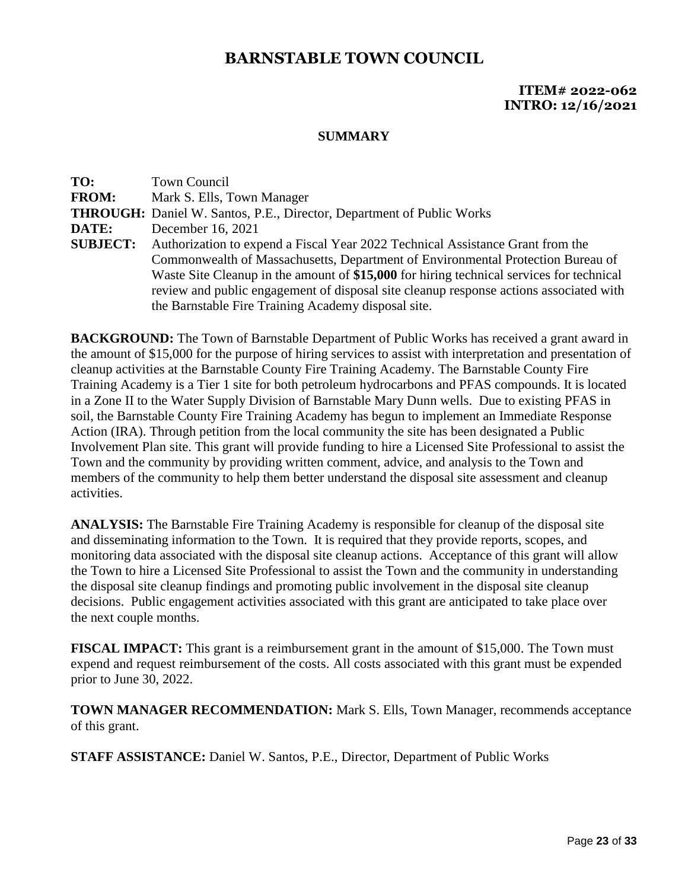# BARNSTABLE TOWN COUNCIL

**ITEM# 2022-062**
**INTRO: 12/16/2021**

## SUMMARY

**TO:** Town Council
**FROM:** Mark S. Ells, Town Manager
**THROUGH:** Daniel W. Santos, P.E., Director, Department of Public Works
**DATE:** December 16, 2021
**SUBJECT:** Authorization to expend a Fiscal Year 2022 Technical Assistance Grant from the Commonwealth of Massachusetts, Department of Environmental Protection Bureau of Waste Site Cleanup in the amount of **$15,000** for hiring technical services for technical review and public engagement of disposal site cleanup response actions associated with the Barnstable Fire Training Academy disposal site.

**BACKGROUND:** The Town of Barnstable Department of Public Works has received a grant award in the amount of $15,000 for the purpose of hiring services to assist with interpretation and presentation of cleanup activities at the Barnstable County Fire Training Academy. The Barnstable County Fire Training Academy is a Tier 1 site for both petroleum hydrocarbons and PFAS compounds. It is located in a Zone II to the Water Supply Division of Barnstable Mary Dunn wells. Due to existing PFAS in soil, the Barnstable County Fire Training Academy has begun to implement an Immediate Response Action (IRA). Through petition from the local community the site has been designated a Public Involvement Plan site. This grant will provide funding to hire a Licensed Site Professional to assist the Town and the community by providing written comment, advice, and analysis to the Town and members of the community to help them better understand the disposal site assessment and cleanup activities.

**ANALYSIS:** The Barnstable Fire Training Academy is responsible for cleanup of the disposal site and disseminating information to the Town. It is required that they provide reports, scopes, and monitoring data associated with the disposal site cleanup actions. Acceptance of this grant will allow the Town to hire a Licensed Site Professional to assist the Town and the community in understanding the disposal site cleanup findings and promoting public involvement in the disposal site cleanup decisions. Public engagement activities associated with this grant are anticipated to take place over the next couple months.

**FISCAL IMPACT:** This grant is a reimbursement grant in the amount of $15,000. The Town must expend and request reimbursement of the costs. All costs associated with this grant must be expended prior to June 30, 2022.

**TOWN MANAGER RECOMMENDATION:** Mark S. Ells, Town Manager, recommends acceptance of this grant.

**STAFF ASSISTANCE:** Daniel W. Santos, P.E., Director, Department of Public Works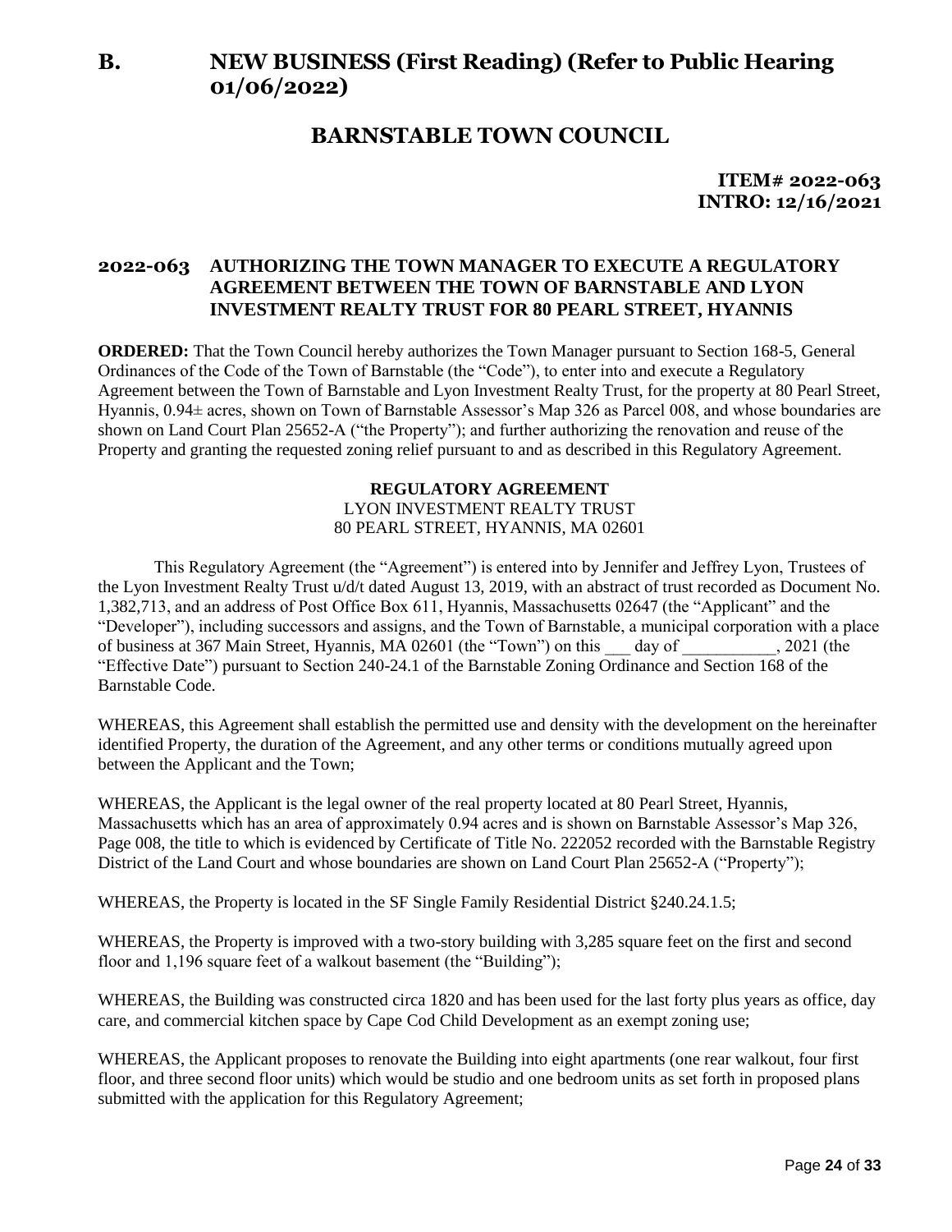# B. NEW BUSINESS (First Reading) (Refer to Public Hearing 01/06/2022)

## BARNSTABLE TOWN COUNCIL

**ITEM# 2022-063**
**INTRO: 12/16/2021**

### 2022-063 AUTHORIZING THE TOWN MANAGER TO EXECUTE A REGULATORY AGREEMENT BETWEEN THE TOWN OF BARNSTABLE AND LYON INVESTMENT REALTY TRUST FOR 80 PEARL STREET, HYANNIS

**ORDERED:** That the Town Council hereby authorizes the Town Manager pursuant to Section 168-5, General Ordinances of the Code of the Town of Barnstable (the "Code"), to enter into and execute a Regulatory Agreement between the Town of Barnstable and Lyon Investment Realty Trust, for the property at 80 Pearl Street, Hyannis, 0.94± acres, shown on Town of Barnstable Assessor's Map 326 as Parcel 008, and whose boundaries are shown on Land Court Plan 25652-A ("the Property"); and further authorizing the renovation and reuse of the Property and granting the requested zoning relief pursuant to and as described in this Regulatory Agreement.

**REGULATORY AGREEMENT**
LYON INVESTMENT REALTY TRUST
80 PEARL STREET, HYANNIS, MA 02601

This Regulatory Agreement (the "Agreement") is entered into by Jennifer and Jeffrey Lyon, Trustees of the Lyon Investment Realty Trust u/d/t dated August 13, 2019, with an abstract of trust recorded as Document No. 1,382,713, and an address of Post Office Box 611, Hyannis, Massachusetts 02647 (the "Applicant" and the "Developer"), including successors and assigns, and the Town of Barnstable, a municipal corporation with a place of business at 367 Main Street, Hyannis, MA 02601 (the "Town") on this ___ day of ___________, 2021 (the "Effective Date") pursuant to Section 240-24.1 of the Barnstable Zoning Ordinance and Section 168 of the Barnstable Code.

WHEREAS, this Agreement shall establish the permitted use and density with the development on the hereinafter identified Property, the duration of the Agreement, and any other terms or conditions mutually agreed upon between the Applicant and the Town;

WHEREAS, the Applicant is the legal owner of the real property located at 80 Pearl Street, Hyannis, Massachusetts which has an area of approximately 0.94 acres and is shown on Barnstable Assessor's Map 326, Page 008, the title to which is evidenced by Certificate of Title No. 222052 recorded with the Barnstable Registry District of the Land Court and whose boundaries are shown on Land Court Plan 25652-A ("Property");

WHEREAS, the Property is located in the SF Single Family Residential District §240.24.1.5;

WHEREAS, the Property is improved with a two-story building with 3,285 square feet on the first and second floor and 1,196 square feet of a walkout basement (the "Building");

WHEREAS, the Building was constructed circa 1820 and has been used for the last forty plus years as office, day care, and commercial kitchen space by Cape Cod Child Development as an exempt zoning use;

WHEREAS, the Applicant proposes to renovate the Building into eight apartments (one rear walkout, four first floor, and three second floor units) which would be studio and one bedroom units as set forth in proposed plans submitted with the application for this Regulatory Agreement;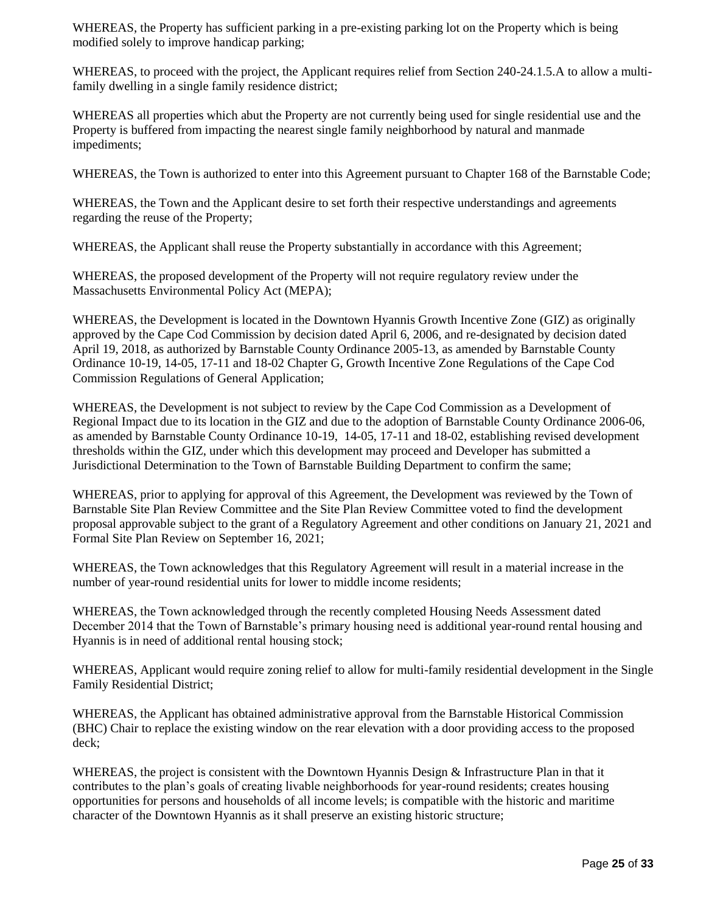WHEREAS, the Property has sufficient parking in a pre-existing parking lot on the Property which is being modified solely to improve handicap parking;

WHEREAS, to proceed with the project, the Applicant requires relief from Section 240-24.1.5.A to allow a multi-family dwelling in a single family residence district;

WHEREAS all properties which abut the Property are not currently being used for single residential use and the Property is buffered from impacting the nearest single family neighborhood by natural and manmade impediments;

WHEREAS, the Town is authorized to enter into this Agreement pursuant to Chapter 168 of the Barnstable Code;

WHEREAS, the Town and the Applicant desire to set forth their respective understandings and agreements regarding the reuse of the Property;

WHEREAS, the Applicant shall reuse the Property substantially in accordance with this Agreement;

WHEREAS, the proposed development of the Property will not require regulatory review under the Massachusetts Environmental Policy Act (MEPA);

WHEREAS, the Development is located in the Downtown Hyannis Growth Incentive Zone (GIZ) as originally approved by the Cape Cod Commission by decision dated April 6, 2006, and re-designated by decision dated April 19, 2018, as authorized by Barnstable County Ordinance 2005-13, as amended by Barnstable County Ordinance 10-19, 14-05, 17-11 and 18-02 Chapter G, Growth Incentive Zone Regulations of the Cape Cod Commission Regulations of General Application;

WHEREAS, the Development is not subject to review by the Cape Cod Commission as a Development of Regional Impact due to its location in the GIZ and due to the adoption of Barnstable County Ordinance 2006-06, as amended by Barnstable County Ordinance 10-19, 14-05, 17-11 and 18-02, establishing revised development thresholds within the GIZ, under which this development may proceed and Developer has submitted a Jurisdictional Determination to the Town of Barnstable Building Department to confirm the same;

WHEREAS, prior to applying for approval of this Agreement, the Development was reviewed by the Town of Barnstable Site Plan Review Committee and the Site Plan Review Committee voted to find the development proposal approvable subject to the grant of a Regulatory Agreement and other conditions on January 21, 2021 and Formal Site Plan Review on September 16, 2021;

WHEREAS, the Town acknowledges that this Regulatory Agreement will result in a material increase in the number of year-round residential units for lower to middle income residents;

WHEREAS, the Town acknowledged through the recently completed Housing Needs Assessment dated December 2014 that the Town of Barnstable's primary housing need is additional year-round rental housing and Hyannis is in need of additional rental housing stock;

WHEREAS, Applicant would require zoning relief to allow for multi-family residential development in the Single Family Residential District;

WHEREAS, the Applicant has obtained administrative approval from the Barnstable Historical Commission (BHC) Chair to replace the existing window on the rear elevation with a door providing access to the proposed deck;

WHEREAS, the project is consistent with the Downtown Hyannis Design & Infrastructure Plan in that it contributes to the plan's goals of creating livable neighborhoods for year-round residents; creates housing opportunities for persons and households of all income levels; is compatible with the historic and maritime character of the Downtown Hyannis as it shall preserve an existing historic structure;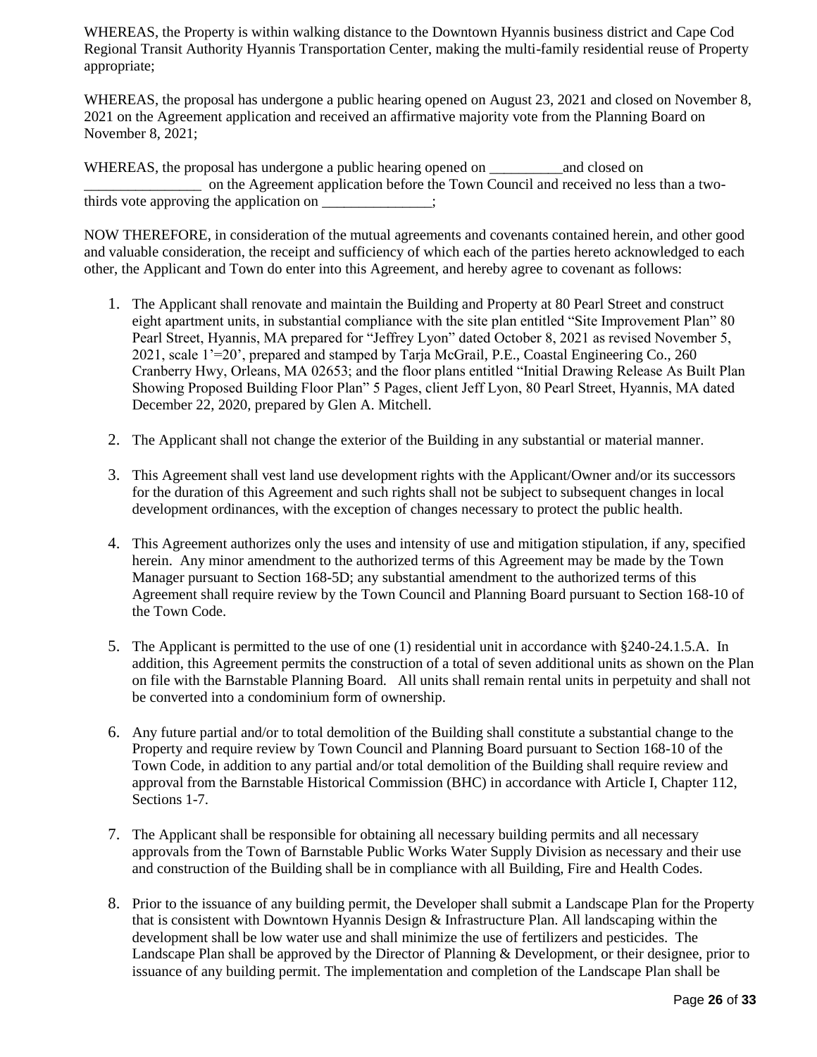WHEREAS, the Property is within walking distance to the Downtown Hyannis business district and Cape Cod Regional Transit Authority Hyannis Transportation Center, making the multi-family residential reuse of Property appropriate;

WHEREAS, the proposal has undergone a public hearing opened on August 23, 2021 and closed on November 8, 2021 on the Agreement application and received an affirmative majority vote from the Planning Board on November 8, 2021;

WHEREAS, the proposal has undergone a public hearing opened on __________and closed on ________________ on the Agreement application before the Town Council and received no less than a two-thirds vote approving the application on _______________;

NOW THEREFORE, in consideration of the mutual agreements and covenants contained herein, and other good and valuable consideration, the receipt and sufficiency of which each of the parties hereto acknowledged to each other, the Applicant and Town do enter into this Agreement, and hereby agree to covenant as follows:

1. The Applicant shall renovate and maintain the Building and Property at 80 Pearl Street and construct eight apartment units, in substantial compliance with the site plan entitled "Site Improvement Plan" 80 Pearl Street, Hyannis, MA prepared for "Jeffrey Lyon" dated October 8, 2021 as revised November 5, 2021, scale 1'=20', prepared and stamped by Tarja McGrail, P.E., Coastal Engineering Co., 260 Cranberry Hwy, Orleans, MA 02653; and the floor plans entitled "Initial Drawing Release As Built Plan Showing Proposed Building Floor Plan" 5 Pages, client Jeff Lyon, 80 Pearl Street, Hyannis, MA dated December 22, 2020, prepared by Glen A. Mitchell.

2. The Applicant shall not change the exterior of the Building in any substantial or material manner.

3. This Agreement shall vest land use development rights with the Applicant/Owner and/or its successors for the duration of this Agreement and such rights shall not be subject to subsequent changes in local development ordinances, with the exception of changes necessary to protect the public health.

4. This Agreement authorizes only the uses and intensity of use and mitigation stipulation, if any, specified herein. Any minor amendment to the authorized terms of this Agreement may be made by the Town Manager pursuant to Section 168-5D; any substantial amendment to the authorized terms of this Agreement shall require review by the Town Council and Planning Board pursuant to Section 168-10 of the Town Code.

5. The Applicant is permitted to the use of one (1) residential unit in accordance with §240-24.1.5.A. In addition, this Agreement permits the construction of a total of seven additional units as shown on the Plan on file with the Barnstable Planning Board. All units shall remain rental units in perpetuity and shall not be converted into a condominium form of ownership.

6. Any future partial and/or to total demolition of the Building shall constitute a substantial change to the Property and require review by Town Council and Planning Board pursuant to Section 168-10 of the Town Code, in addition to any partial and/or total demolition of the Building shall require review and approval from the Barnstable Historical Commission (BHC) in accordance with Article I, Chapter 112, Sections 1-7.

7. The Applicant shall be responsible for obtaining all necessary building permits and all necessary approvals from the Town of Barnstable Public Works Water Supply Division as necessary and their use and construction of the Building shall be in compliance with all Building, Fire and Health Codes.

8. Prior to the issuance of any building permit, the Developer shall submit a Landscape Plan for the Property that is consistent with Downtown Hyannis Design & Infrastructure Plan. All landscaping within the development shall be low water use and shall minimize the use of fertilizers and pesticides. The Landscape Plan shall be approved by the Director of Planning & Development, or their designee, prior to issuance of any building permit. The implementation and completion of the Landscape Plan shall be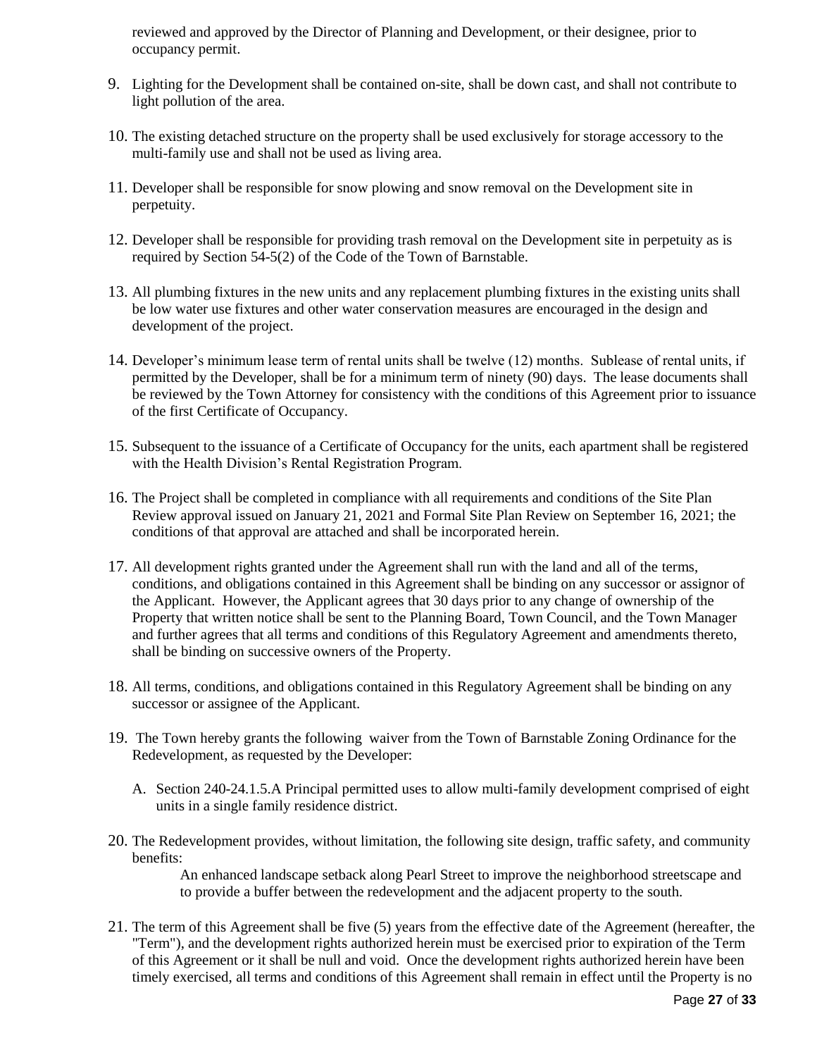reviewed and approved by the Director of Planning and Development, or their designee, prior to occupancy permit.

9. Lighting for the Development shall be contained on-site, shall be down cast, and shall not contribute to light pollution of the area.

10. The existing detached structure on the property shall be used exclusively for storage accessory to the multi-family use and shall not be used as living area.

11. Developer shall be responsible for snow plowing and snow removal on the Development site in perpetuity.

12. Developer shall be responsible for providing trash removal on the Development site in perpetuity as is required by Section 54-5(2) of the Code of the Town of Barnstable.

13. All plumbing fixtures in the new units and any replacement plumbing fixtures in the existing units shall be low water use fixtures and other water conservation measures are encouraged in the design and development of the project.

14. Developer's minimum lease term of rental units shall be twelve (12) months. Sublease of rental units, if permitted by the Developer, shall be for a minimum term of ninety (90) days. The lease documents shall be reviewed by the Town Attorney for consistency with the conditions of this Agreement prior to issuance of the first Certificate of Occupancy.

15. Subsequent to the issuance of a Certificate of Occupancy for the units, each apartment shall be registered with the Health Division's Rental Registration Program.

16. The Project shall be completed in compliance with all requirements and conditions of the Site Plan Review approval issued on January 21, 2021 and Formal Site Plan Review on September 16, 2021; the conditions of that approval are attached and shall be incorporated herein.

17. All development rights granted under the Agreement shall run with the land and all of the terms, conditions, and obligations contained in this Agreement shall be binding on any successor or assignor of the Applicant. However, the Applicant agrees that 30 days prior to any change of ownership of the Property that written notice shall be sent to the Planning Board, Town Council, and the Town Manager and further agrees that all terms and conditions of this Regulatory Agreement and amendments thereto, shall be binding on successive owners of the Property.

18. All terms, conditions, and obligations contained in this Regulatory Agreement shall be binding on any successor or assignee of the Applicant.

19. The Town hereby grants the following waiver from the Town of Barnstable Zoning Ordinance for the Redevelopment, as requested by the Developer:

    A. Section 240-24.1.5.A Principal permitted uses to allow multi-family development comprised of eight units in a single family residence district.

20. The Redevelopment provides, without limitation, the following site design, traffic safety, and community benefits:

    An enhanced landscape setback along Pearl Street to improve the neighborhood streetscape and to provide a buffer between the redevelopment and the adjacent property to the south.

21. The term of this Agreement shall be five (5) years from the effective date of the Agreement (hereafter, the "Term"), and the development rights authorized herein must be exercised prior to expiration of the Term of this Agreement or it shall be null and void. Once the development rights authorized herein have been timely exercised, all terms and conditions of this Agreement shall remain in effect until the Property is no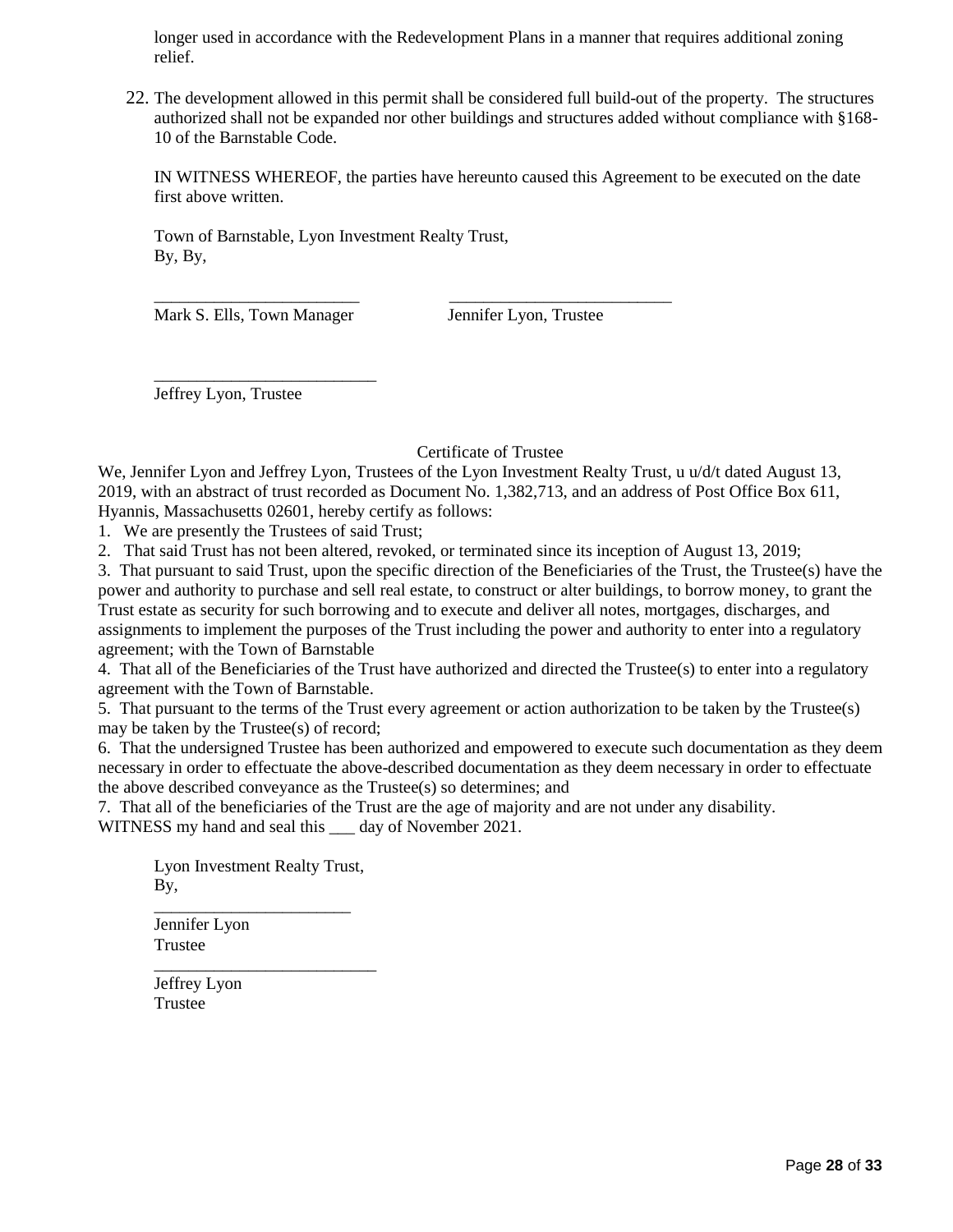longer used in accordance with the Redevelopment Plans in a manner that requires additional zoning relief.

22. The development allowed in this permit shall be considered full build-out of the property. The structures authorized shall not be expanded nor other buildings and structures added without compliance with §168-10 of the Barnstable Code.

IN WITNESS WHEREOF, the parties have hereunto caused this Agreement to be executed on the date first above written.

Town of Barnstable, Lyon Investment Realty Trust,
By, By,

________________________ __________________________
Mark S. Ells, Town Manager Jennifer Lyon, Trustee

__________________________
Jeffrey Lyon, Trustee

Certificate of Trustee

We, Jennifer Lyon and Jeffrey Lyon, Trustees of the Lyon Investment Realty Trust, u u/d/t dated August 13, 2019, with an abstract of trust recorded as Document No. 1,382,713, and an address of Post Office Box 611, Hyannis, Massachusetts 02601, hereby certify as follows:

1. We are presently the Trustees of said Trust;
2. That said Trust has not been altered, revoked, or terminated since its inception of August 13, 2019;
3. That pursuant to said Trust, upon the specific direction of the Beneficiaries of the Trust, the Trustee(s) have the power and authority to purchase and sell real estate, to construct or alter buildings, to borrow money, to grant the Trust estate as security for such borrowing and to execute and deliver all notes, mortgages, discharges, and assignments to implement the purposes of the Trust including the power and authority to enter into a regulatory agreement; with the Town of Barnstable
4. That all of the Beneficiaries of the Trust have authorized and directed the Trustee(s) to enter into a regulatory agreement with the Town of Barnstable.
5. That pursuant to the terms of the Trust every agreement or action authorization to be taken by the Trustee(s) may be taken by the Trustee(s) of record;
6. That the undersigned Trustee has been authorized and empowered to execute such documentation as they deem necessary in order to effectuate the above-described documentation as they deem necessary in order to effectuate the above described conveyance as the Trustee(s) so determines; and
7. That all of the beneficiaries of the Trust are the age of majority and are not under any disability.

WITNESS my hand and seal this ___ day of November 2021.

Lyon Investment Realty Trust,
By,

_______________________
Jennifer Lyon
Trustee

__________________________
Jeffrey Lyon
Trustee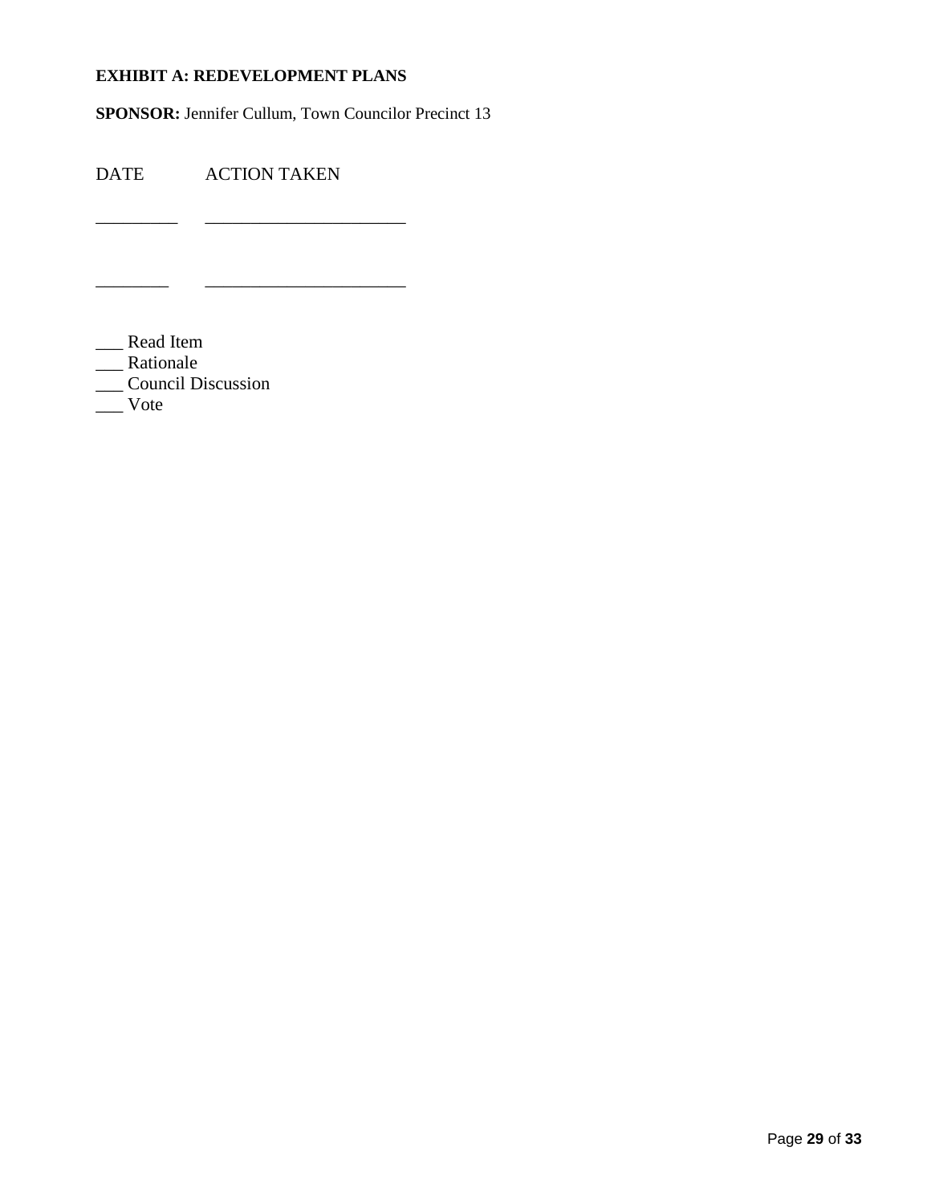**EXHIBIT A: REDEVELOPMENT PLANS**

**SPONSOR:** Jennifer Cullum, Town Councilor Precinct 13

DATE ACTION TAKEN

_________ ______________________

________ ______________________

___ Read Item
___ Rationale
___ Council Discussion
___ Vote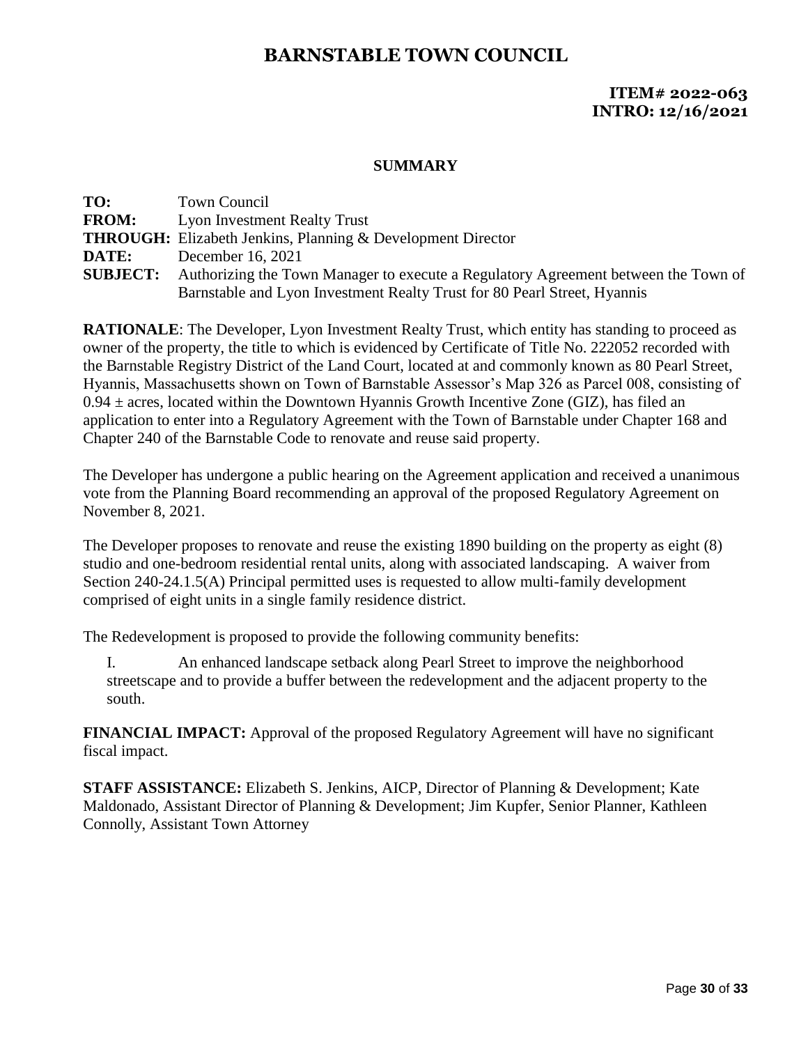# BARNSTABLE TOWN COUNCIL

**ITEM# 2022-063**
**INTRO: 12/16/2021**

## SUMMARY

**TO:** Town Council
**FROM:** Lyon Investment Realty Trust
**THROUGH:** Elizabeth Jenkins, Planning & Development Director
**DATE:** December 16, 2021
**SUBJECT:** Authorizing the Town Manager to execute a Regulatory Agreement between the Town of Barnstable and Lyon Investment Realty Trust for 80 Pearl Street, Hyannis

**RATIONALE**: The Developer, Lyon Investment Realty Trust, which entity has standing to proceed as owner of the property, the title to which is evidenced by Certificate of Title No. 222052 recorded with the Barnstable Registry District of the Land Court, located at and commonly known as 80 Pearl Street, Hyannis, Massachusetts shown on Town of Barnstable Assessor's Map 326 as Parcel 008, consisting of 0.94 ± acres, located within the Downtown Hyannis Growth Incentive Zone (GIZ), has filed an application to enter into a Regulatory Agreement with the Town of Barnstable under Chapter 168 and Chapter 240 of the Barnstable Code to renovate and reuse said property.

The Developer has undergone a public hearing on the Agreement application and received a unanimous vote from the Planning Board recommending an approval of the proposed Regulatory Agreement on November 8, 2021.

The Developer proposes to renovate and reuse the existing 1890 building on the property as eight (8) studio and one-bedroom residential rental units, along with associated landscaping. A waiver from Section 240-24.1.5(A) Principal permitted uses is requested to allow multi-family development comprised of eight units in a single family residence district.

The Redevelopment is proposed to provide the following community benefits:

I. An enhanced landscape setback along Pearl Street to improve the neighborhood streetscape and to provide a buffer between the redevelopment and the adjacent property to the south.

**FINANCIAL IMPACT:** Approval of the proposed Regulatory Agreement will have no significant fiscal impact.

**STAFF ASSISTANCE:** Elizabeth S. Jenkins, AICP, Director of Planning & Development; Kate Maldonado, Assistant Director of Planning & Development; Jim Kupfer, Senior Planner, Kathleen Connolly, Assistant Town Attorney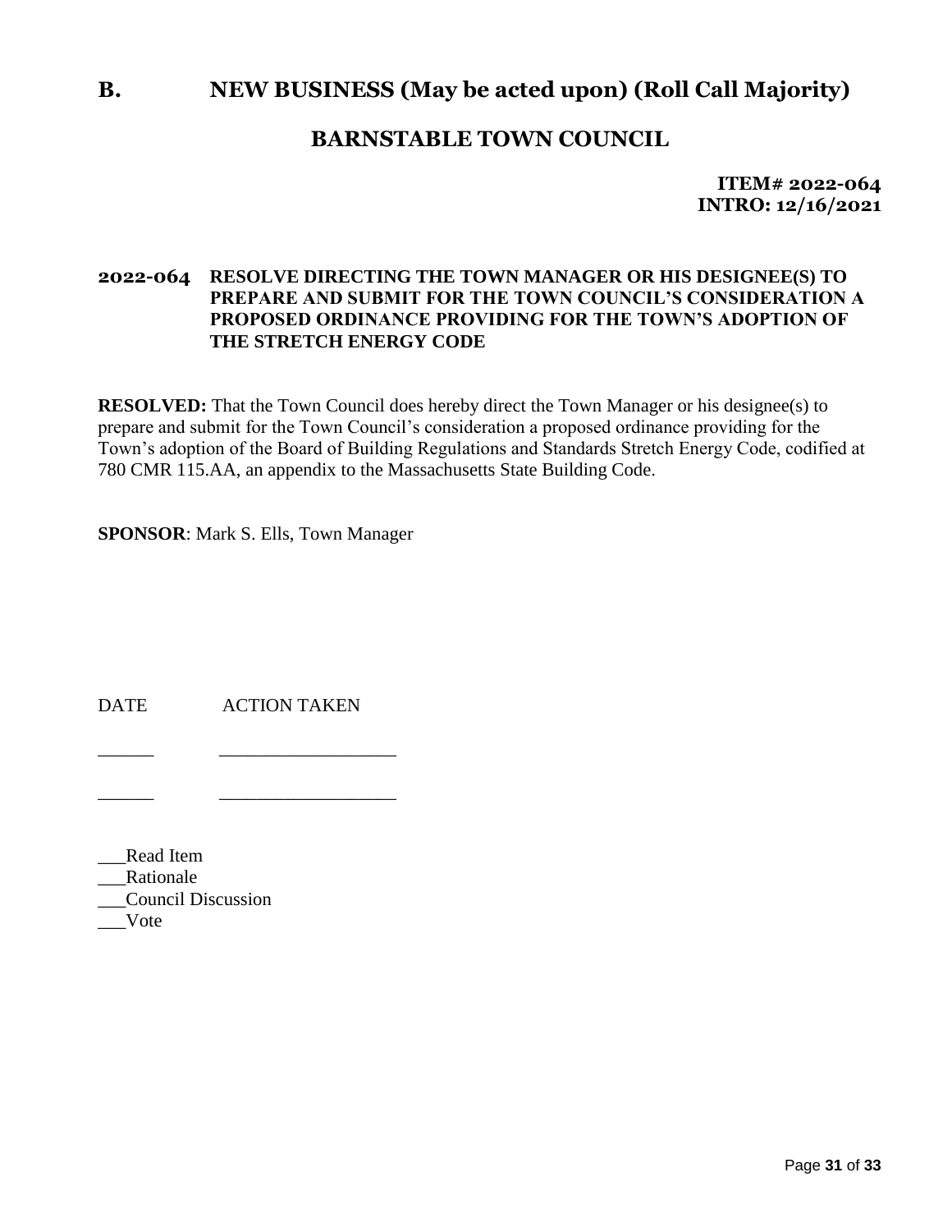## B. NEW BUSINESS (May be acted upon) (Roll Call Majority)

## BARNSTABLE TOWN COUNCIL

**ITEM# 2022-064**
**INTRO: 12/16/2021**

**2022-064 RESOLVE DIRECTING THE TOWN MANAGER OR HIS DESIGNEE(S) TO PREPARE AND SUBMIT FOR THE TOWN COUNCIL'S CONSIDERATION A PROPOSED ORDINANCE PROVIDING FOR THE TOWN'S ADOPTION OF THE STRETCH ENERGY CODE**

**RESOLVED:** That the Town Council does hereby direct the Town Manager or his designee(s) to prepare and submit for the Town Council's consideration a proposed ordinance providing for the Town's adoption of the Board of Building Regulations and Standards Stretch Energy Code, codified at 780 CMR 115.AA, an appendix to the Massachusetts State Building Code.

**SPONSOR**: Mark S. Ells, Town Manager

DATE ACTION TAKEN

______ __________________

______ __________________

___Read Item
___Rationale
___Council Discussion
___Vote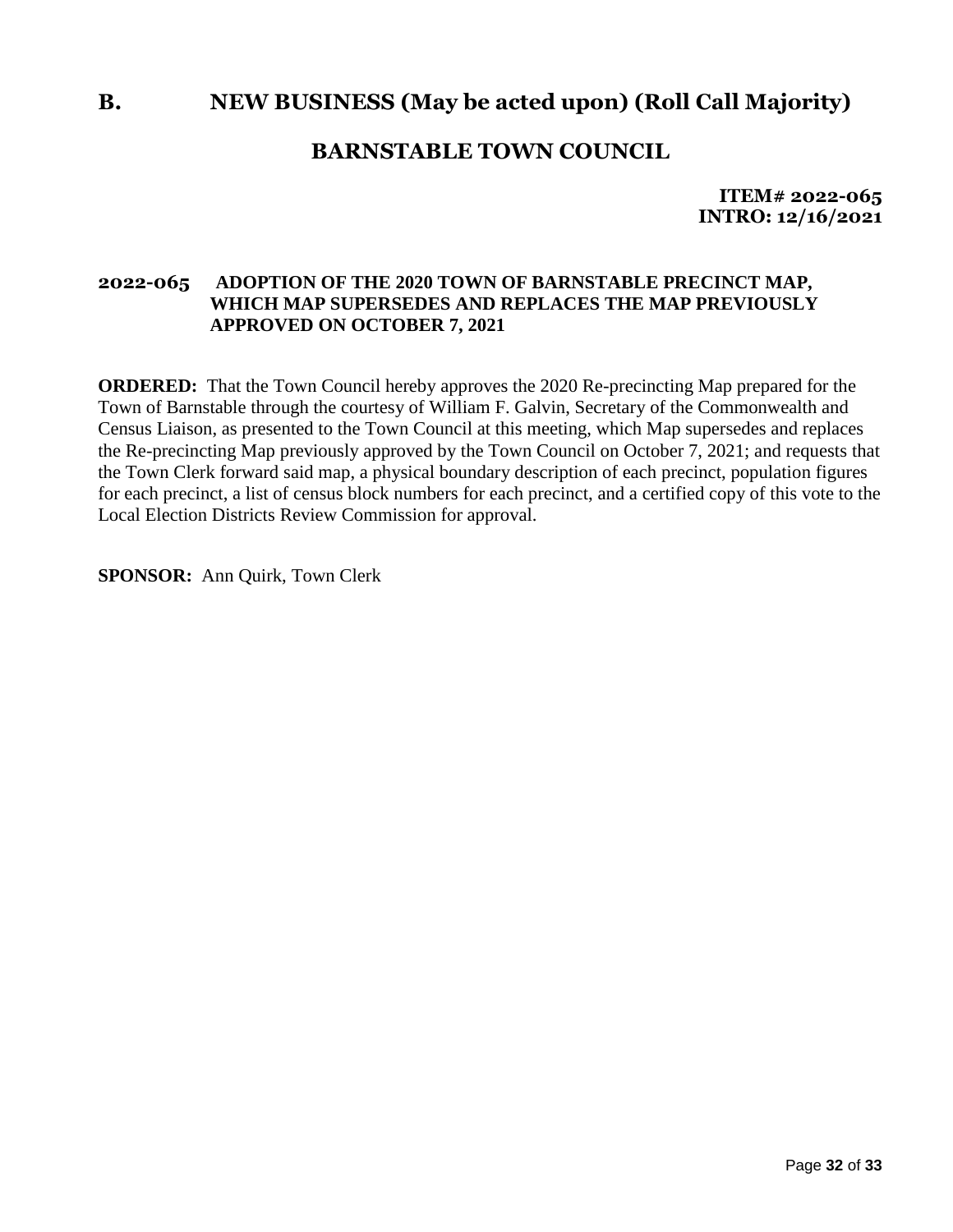# B. NEW BUSINESS (May be acted upon) (Roll Call Majority)

## BARNSTABLE TOWN COUNCIL

**ITEM# 2022-065**
**INTRO: 12/16/2021**

### 2022-065 ADOPTION OF THE 2020 TOWN OF BARNSTABLE PRECINCT MAP, WHICH MAP SUPERSEDES AND REPLACES THE MAP PREVIOUSLY APPROVED ON OCTOBER 7, 2021

**ORDERED:** That the Town Council hereby approves the 2020 Re-precincting Map prepared for the Town of Barnstable through the courtesy of William F. Galvin, Secretary of the Commonwealth and Census Liaison, as presented to the Town Council at this meeting, which Map supersedes and replaces the Re-precincting Map previously approved by the Town Council on October 7, 2021; and requests that the Town Clerk forward said map, a physical boundary description of each precinct, population figures for each precinct, a list of census block numbers for each precinct, and a certified copy of this vote to the Local Election Districts Review Commission for approval.

**SPONSOR:** Ann Quirk, Town Clerk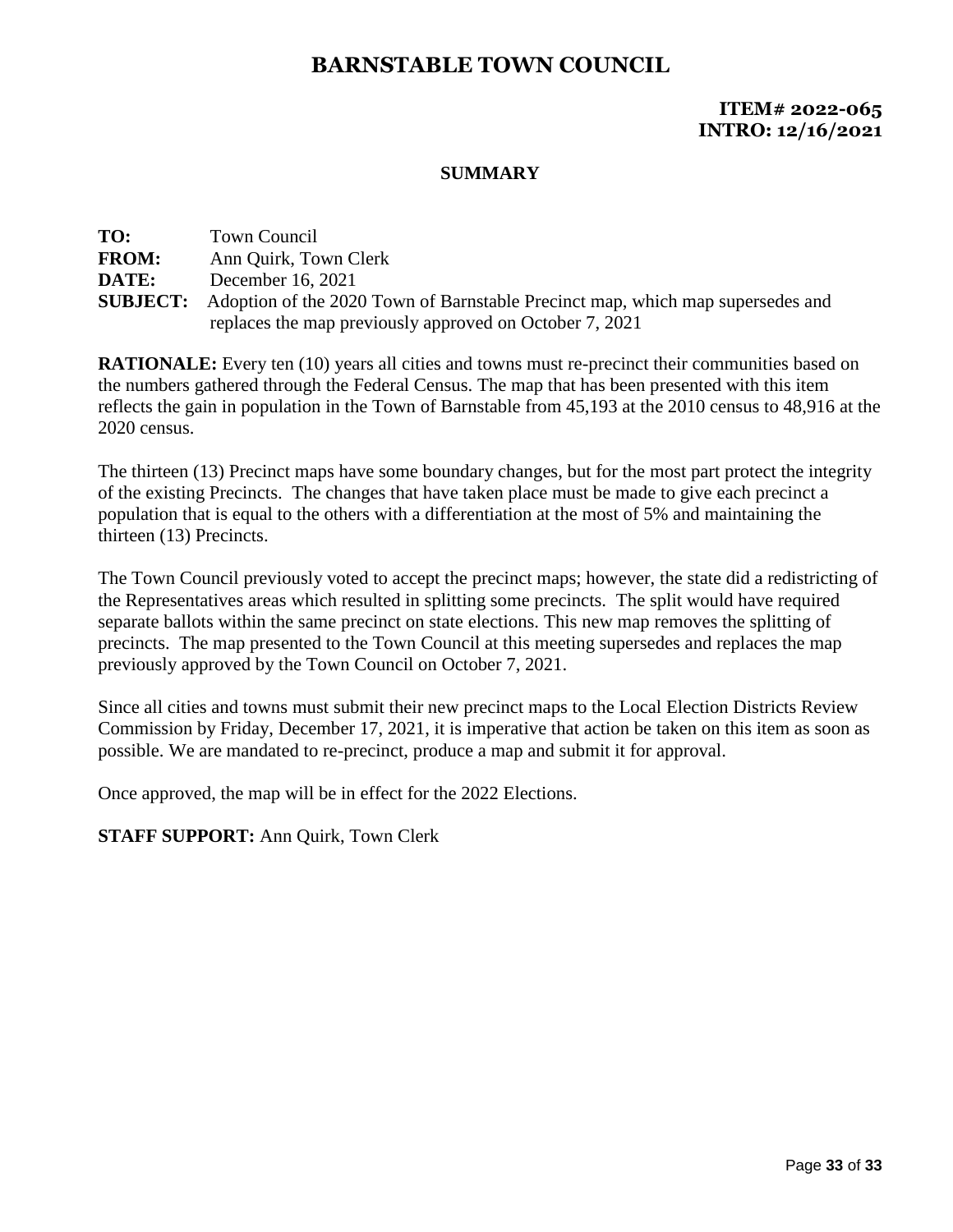# BARNSTABLE TOWN COUNCIL

**ITEM# 2022-065**
**INTRO: 12/16/2021**

## SUMMARY

**TO:** Town Council
**FROM:** Ann Quirk, Town Clerk
**DATE:** December 16, 2021
**SUBJECT:** Adoption of the 2020 Town of Barnstable Precinct map, which map supersedes and replaces the map previously approved on October 7, 2021

**RATIONALE:** Every ten (10) years all cities and towns must re-precinct their communities based on the numbers gathered through the Federal Census. The map that has been presented with this item reflects the gain in population in the Town of Barnstable from 45,193 at the 2010 census to 48,916 at the 2020 census.

The thirteen (13) Precinct maps have some boundary changes, but for the most part protect the integrity of the existing Precincts. The changes that have taken place must be made to give each precinct a population that is equal to the others with a differentiation at the most of 5% and maintaining the thirteen (13) Precincts.

The Town Council previously voted to accept the precinct maps; however, the state did a redistricting of the Representatives areas which resulted in splitting some precincts. The split would have required separate ballots within the same precinct on state elections. This new map removes the splitting of precincts. The map presented to the Town Council at this meeting supersedes and replaces the map previously approved by the Town Council on October 7, 2021.

Since all cities and towns must submit their new precinct maps to the Local Election Districts Review Commission by Friday, December 17, 2021, it is imperative that action be taken on this item as soon as possible. We are mandated to re-precinct, produce a map and submit it for approval.

Once approved, the map will be in effect for the 2022 Elections.

**STAFF SUPPORT:** Ann Quirk, Town Clerk